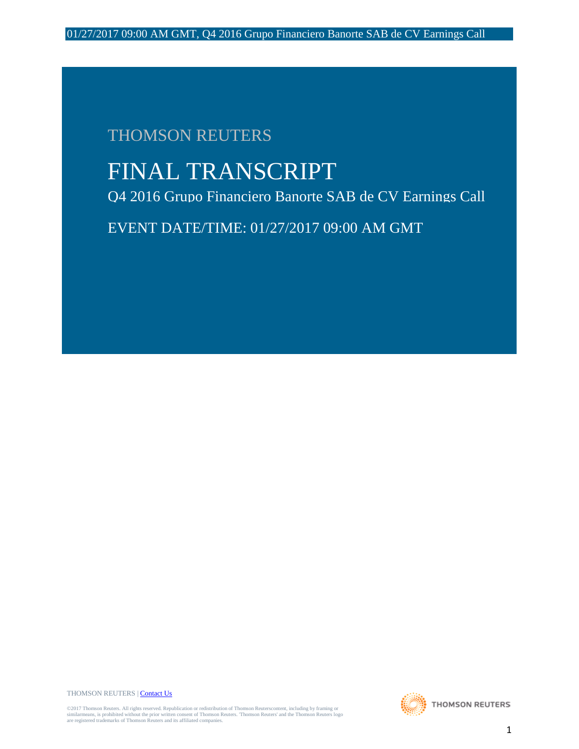THOMSON REUTERS

# FINAL TRANSCRIPT

## Q4 2016 Grupo Financiero Banorte SAB de CV Earnings Call

EVENT DATE/TIME: 01/27/2017 09:00 AM GMT

THOMSON REUTERS | Contact Us

©2017 Thomson Reuters. All rights reserved. Republication or redistribution of Thomson Reuterscontent, including by framing or similarmeans, is prohibited without the prior written consent of Thomson Reuters. 'Thomson Reuters' and the Thomson Reuters logo are registered trademarks of Thomson Reuters and its affiliated companies.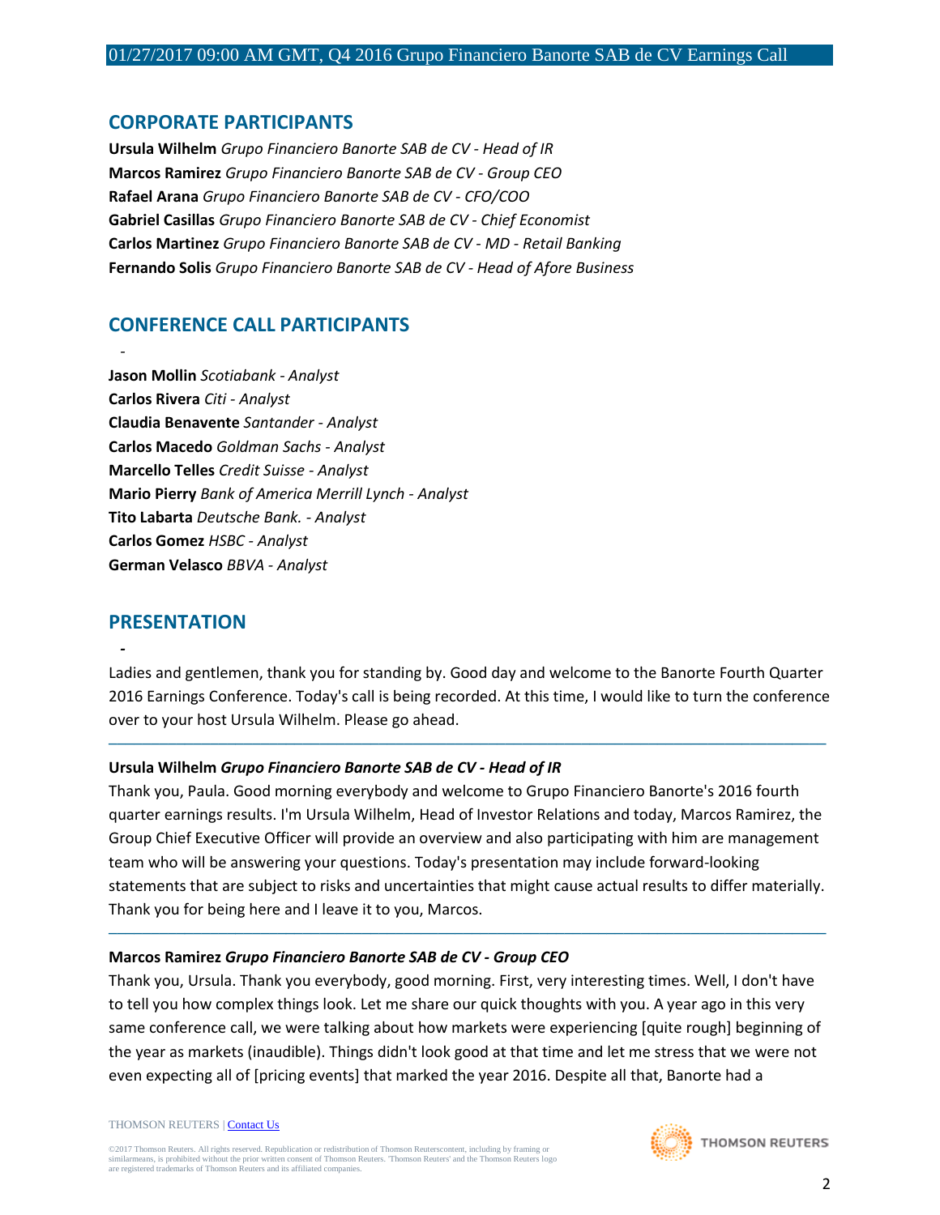## CORPORATE PARTICIPANTS

**Ursula Wilhelm** *Grupo Financiero Banorte SAB de CV - Head of IR*
**Marcos Ramirez** *Grupo Financiero Banorte SAB de CV - Group CEO*
**Rafael Arana** *Grupo Financiero Banorte SAB de CV - CFO/COO*
**Gabriel Casillas** *Grupo Financiero Banorte SAB de CV - Chief Economist*
**Carlos Martinez** *Grupo Financiero Banorte SAB de CV - MD - Retail Banking*
**Fernando Solis** *Grupo Financiero Banorte SAB de CV - Head of Afore Business*

## CONFERENCE CALL PARTICIPANTS

-

**Jason Mollin** *Scotiabank - Analyst*
**Carlos Rivera** *Citi - Analyst*
**Claudia Benavente** *Santander - Analyst*
**Carlos Macedo** *Goldman Sachs - Analyst*
**Marcello Telles** *Credit Suisse - Analyst*
**Mario Pierry** *Bank of America Merrill Lynch - Analyst*
**Tito Labarta** *Deutsche Bank. - Analyst*
**Carlos Gomez** *HSBC - Analyst*
**German Velasco** *BBVA - Analyst*

## PRESENTATION

**-**

Ladies and gentlemen, thank you for standing by. Good day and welcome to the Banorte Fourth Quarter 2016 Earnings Conference. Today's call is being recorded. At this time, I would like to turn the conference over to your host Ursula Wilhelm. Please go ahead.

---

**Ursula Wilhelm** ***Grupo Financiero Banorte SAB de CV - Head of IR***

Thank you, Paula. Good morning everybody and welcome to Grupo Financiero Banorte's 2016 fourth quarter earnings results. I'm Ursula Wilhelm, Head of Investor Relations and today, Marcos Ramirez, the Group Chief Executive Officer will provide an overview and also participating with him are management team who will be answering your questions. Today's presentation may include forward-looking statements that are subject to risks and uncertainties that might cause actual results to differ materially. Thank you for being here and I leave it to you, Marcos.

---

**Marcos Ramirez** ***Grupo Financiero Banorte SAB de CV - Group CEO***

Thank you, Ursula. Thank you everybody, good morning. First, very interesting times. Well, I don't have to tell you how complex things look. Let me share our quick thoughts with you. A year ago in this very same conference call, we were talking about how markets were experiencing [quite rough] beginning of the year as markets (inaudible). Things didn't look good at that time and let me stress that we were not even expecting all of [pricing events] that marked the year 2016. Despite all that, Banorte had a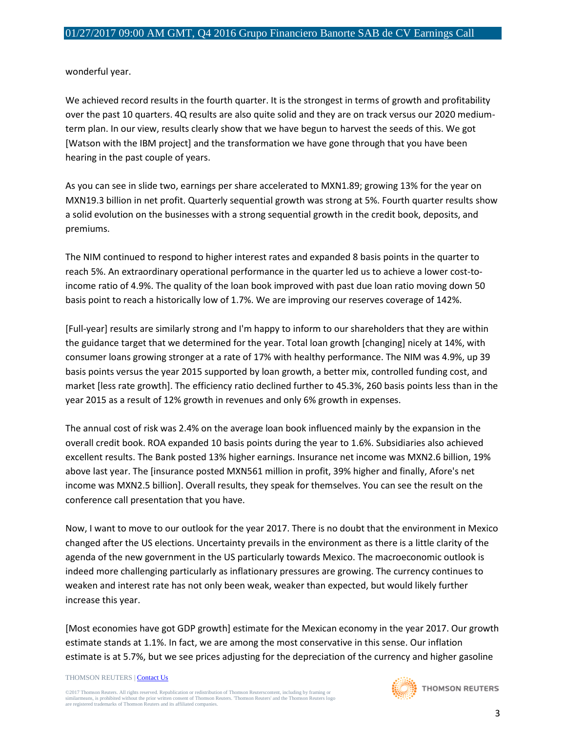wonderful year.

We achieved record results in the fourth quarter. It is the strongest in terms of growth and profitability over the past 10 quarters. 4Q results are also quite solid and they are on track versus our 2020 medium-term plan. In our view, results clearly show that we have begun to harvest the seeds of this. We got [Watson with the IBM project] and the transformation we have gone through that you have been hearing in the past couple of years.

As you can see in slide two, earnings per share accelerated to MXN1.89; growing 13% for the year on MXN19.3 billion in net profit. Quarterly sequential growth was strong at 5%. Fourth quarter results show a solid evolution on the businesses with a strong sequential growth in the credit book, deposits, and premiums.

The NIM continued to respond to higher interest rates and expanded 8 basis points in the quarter to reach 5%. An extraordinary operational performance in the quarter led us to achieve a lower cost-to-income ratio of 4.9%. The quality of the loan book improved with past due loan ratio moving down 50 basis point to reach a historically low of 1.7%. We are improving our reserves coverage of 142%.

[Full-year] results are similarly strong and I'm happy to inform to our shareholders that they are within the guidance target that we determined for the year. Total loan growth [changing] nicely at 14%, with consumer loans growing stronger at a rate of 17% with healthy performance. The NIM was 4.9%, up 39 basis points versus the year 2015 supported by loan growth, a better mix, controlled funding cost, and market [less rate growth]. The efficiency ratio declined further to 45.3%, 260 basis points less than in the year 2015 as a result of 12% growth in revenues and only 6% growth in expenses.

The annual cost of risk was 2.4% on the average loan book influenced mainly by the expansion in the overall credit book. ROA expanded 10 basis points during the year to 1.6%. Subsidiaries also achieved excellent results. The Bank posted 13% higher earnings. Insurance net income was MXN2.6 billion, 19% above last year. The [insurance posted MXN561 million in profit, 39% higher and finally, Afore's net income was MXN2.5 billion]. Overall results, they speak for themselves. You can see the result on the conference call presentation that you have.

Now, I want to move to our outlook for the year 2017. There is no doubt that the environment in Mexico changed after the US elections. Uncertainty prevails in the environment as there is a little clarity of the agenda of the new government in the US particularly towards Mexico. The macroeconomic outlook is indeed more challenging particularly as inflationary pressures are growing. The currency continues to weaken and interest rate has not only been weak, weaker than expected, but would likely further increase this year.

[Most economies have got GDP growth] estimate for the Mexican economy in the year 2017. Our growth estimate stands at 1.1%. In fact, we are among the most conservative in this sense. Our inflation estimate is at 5.7%, but we see prices adjusting for the depreciation of the currency and higher gasoline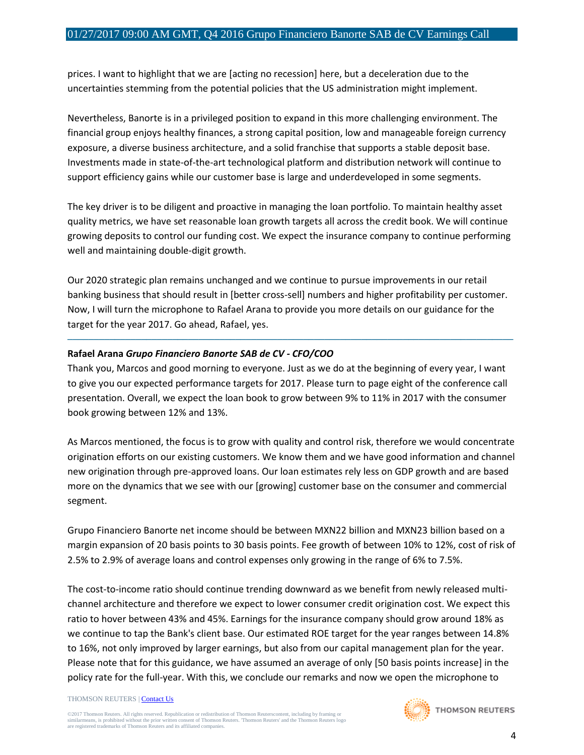prices. I want to highlight that we are [acting no recession] here, but a deceleration due to the uncertainties stemming from the potential policies that the US administration might implement.

Nevertheless, Banorte is in a privileged position to expand in this more challenging environment. The financial group enjoys healthy finances, a strong capital position, low and manageable foreign currency exposure, a diverse business architecture, and a solid franchise that supports a stable deposit base. Investments made in state-of-the-art technological platform and distribution network will continue to support efficiency gains while our customer base is large and underdeveloped in some segments.

The key driver is to be diligent and proactive in managing the loan portfolio. To maintain healthy asset quality metrics, we have set reasonable loan growth targets all across the credit book. We will continue growing deposits to control our funding cost. We expect the insurance company to continue performing well and maintaining double-digit growth.

Our 2020 strategic plan remains unchanged and we continue to pursue improvements in our retail banking business that should result in [better cross-sell] numbers and higher profitability per customer. Now, I will turn the microphone to Rafael Arana to provide you more details on our guidance for the target for the year 2017. Go ahead, Rafael, yes.

---

**Rafael Arana** ***Grupo Financiero Banorte SAB de CV - CFO/COO***

Thank you, Marcos and good morning to everyone. Just as we do at the beginning of every year, I want to give you our expected performance targets for 2017. Please turn to page eight of the conference call presentation. Overall, we expect the loan book to grow between 9% to 11% in 2017 with the consumer book growing between 12% and 13%.

As Marcos mentioned, the focus is to grow with quality and control risk, therefore we would concentrate origination efforts on our existing customers. We know them and we have good information and channel new origination through pre-approved loans. Our loan estimates rely less on GDP growth and are based more on the dynamics that we see with our [growing] customer base on the consumer and commercial segment.

Grupo Financiero Banorte net income should be between MXN22 billion and MXN23 billion based on a margin expansion of 20 basis points to 30 basis points. Fee growth of between 10% to 12%, cost of risk of 2.5% to 2.9% of average loans and control expenses only growing in the range of 6% to 7.5%.

The cost-to-income ratio should continue trending downward as we benefit from newly released multi-channel architecture and therefore we expect to lower consumer credit origination cost. We expect this ratio to hover between 43% and 45%. Earnings for the insurance company should grow around 18% as we continue to tap the Bank's client base. Our estimated ROE target for the year ranges between 14.8% to 16%, not only improved by larger earnings, but also from our capital management plan for the year. Please note that for this guidance, we have assumed an average of only [50 basis points increase] in the policy rate for the full-year. With this, we conclude our remarks and now we open the microphone to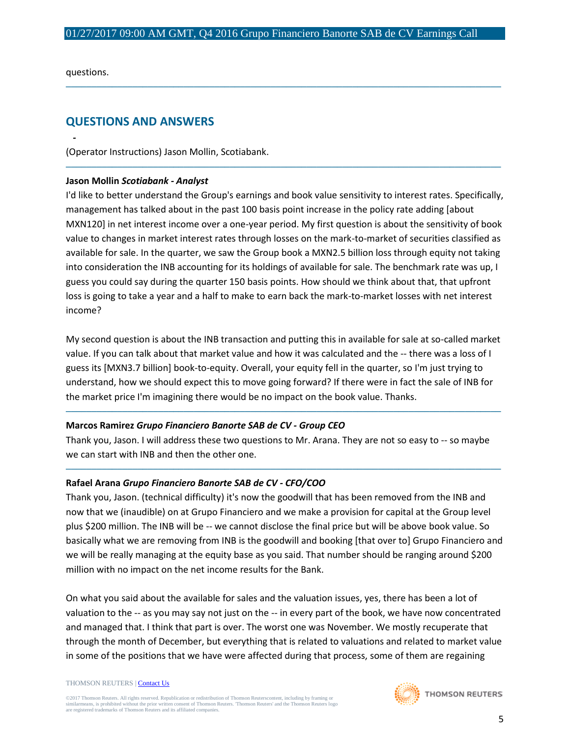questions.

## QUESTIONS AND ANSWERS

-

(Operator Instructions) Jason Mollin, Scotiabank.

---

**Jason Mollin** ***Scotiabank - Analyst***

I'd like to better understand the Group's earnings and book value sensitivity to interest rates. Specifically, management has talked about in the past 100 basis point increase in the policy rate adding [about MXN120] in net interest income over a one-year period. My first question is about the sensitivity of book value to changes in market interest rates through losses on the mark-to-market of securities classified as available for sale. In the quarter, we saw the Group book a MXN2.5 billion loss through equity not taking into consideration the INB accounting for its holdings of available for sale. The benchmark rate was up, I guess you could say during the quarter 150 basis points. How should we think about that, that upfront loss is going to take a year and a half to make to earn back the mark-to-market losses with net interest income?

My second question is about the INB transaction and putting this in available for sale at so-called market value. If you can talk about that market value and how it was calculated and the -- there was a loss of I guess its [MXN3.7 billion] book-to-equity. Overall, your equity fell in the quarter, so I'm just trying to understand, how we should expect this to move going forward? If there were in fact the sale of INB for the market price I'm imagining there would be no impact on the book value. Thanks.

---

**Marcos Ramirez** ***Grupo Financiero Banorte SAB de CV - Group CEO***

Thank you, Jason. I will address these two questions to Mr. Arana. They are not so easy to -- so maybe we can start with INB and then the other one.

---

**Rafael Arana** ***Grupo Financiero Banorte SAB de CV - CFO/COO***

Thank you, Jason. (technical difficulty) it's now the goodwill that has been removed from the INB and now that we (inaudible) on at Grupo Financiero and we make a provision for capital at the Group level plus $200 million. The INB will be -- we cannot disclose the final price but will be above book value. So basically what we are removing from INB is the goodwill and booking [that over to] Grupo Financiero and we will be really managing at the equity base as you said. That number should be ranging around $200 million with no impact on the net income results for the Bank.

On what you said about the available for sales and the valuation issues, yes, there has been a lot of valuation to the -- as you may say not just on the -- in every part of the book, we have now concentrated and managed that. I think that part is over. The worst one was November. We mostly recuperate that through the month of December, but everything that is related to valuations and related to market value in some of the positions that we have were affected during that process, some of them are regaining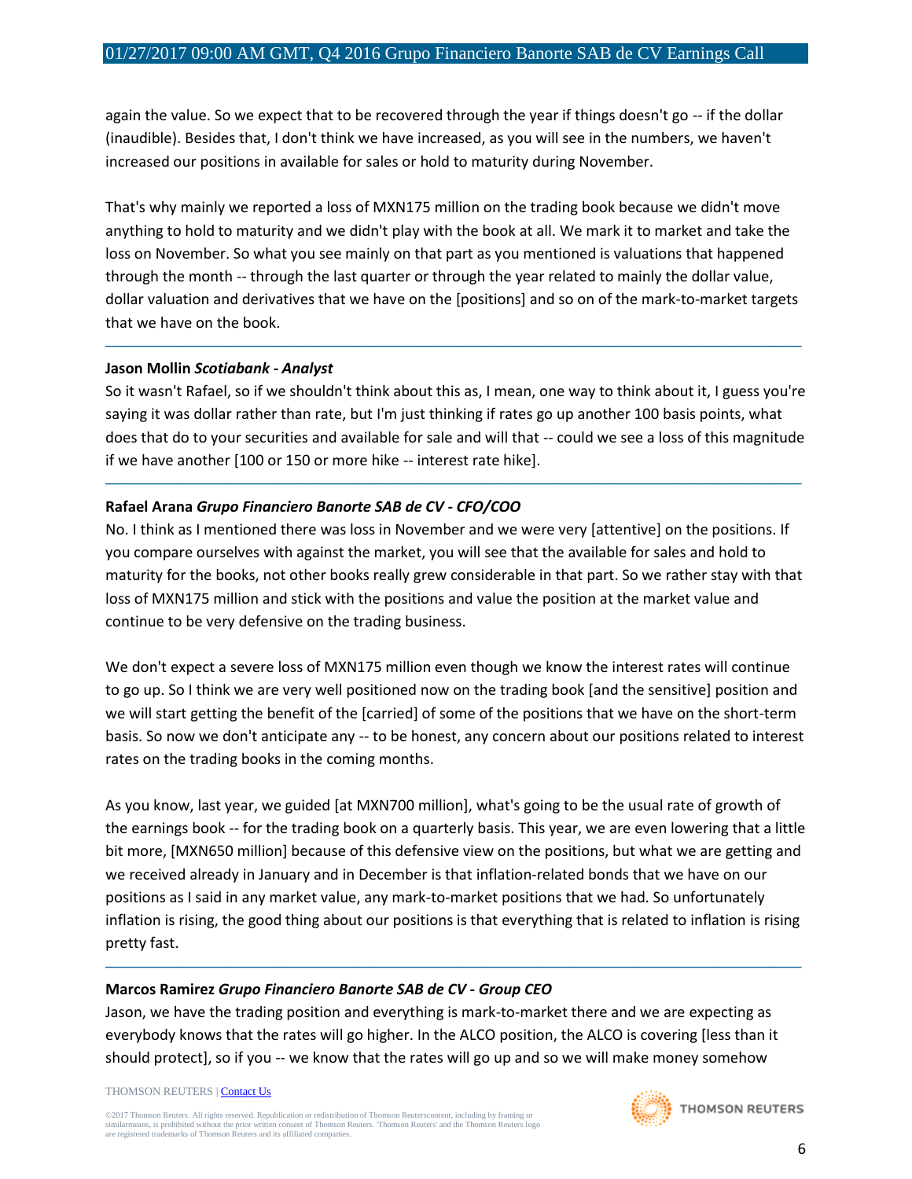again the value. So we expect that to be recovered through the year if things doesn't go -- if the dollar (inaudible). Besides that, I don't think we have increased, as you will see in the numbers, we haven't increased our positions in available for sales or hold to maturity during November.

That's why mainly we reported a loss of MXN175 million on the trading book because we didn't move anything to hold to maturity and we didn't play with the book at all. We mark it to market and take the loss on November. So what you see mainly on that part as you mentioned is valuations that happened through the month -- through the last quarter or through the year related to mainly the dollar value, dollar valuation and derivatives that we have on the [positions] and so on of the mark-to-market targets that we have on the book.

---

**Jason Mollin** ***Scotiabank - Analyst***

So it wasn't Rafael, so if we shouldn't think about this as, I mean, one way to think about it, I guess you're saying it was dollar rather than rate, but I'm just thinking if rates go up another 100 basis points, what does that do to your securities and available for sale and will that -- could we see a loss of this magnitude if we have another [100 or 150 or more hike -- interest rate hike].

---

**Rafael Arana** ***Grupo Financiero Banorte SAB de CV - CFO/COO***

No. I think as I mentioned there was loss in November and we were very [attentive] on the positions. If you compare ourselves with against the market, you will see that the available for sales and hold to maturity for the books, not other books really grew considerable in that part. So we rather stay with that loss of MXN175 million and stick with the positions and value the position at the market value and continue to be very defensive on the trading business.

We don't expect a severe loss of MXN175 million even though we know the interest rates will continue to go up. So I think we are very well positioned now on the trading book [and the sensitive] position and we will start getting the benefit of the [carried] of some of the positions that we have on the short-term basis. So now we don't anticipate any -- to be honest, any concern about our positions related to interest rates on the trading books in the coming months.

As you know, last year, we guided [at MXN700 million], what's going to be the usual rate of growth of the earnings book -- for the trading book on a quarterly basis. This year, we are even lowering that a little bit more, [MXN650 million] because of this defensive view on the positions, but what we are getting and we received already in January and in December is that inflation-related bonds that we have on our positions as I said in any market value, any mark-to-market positions that we had. So unfortunately inflation is rising, the good thing about our positions is that everything that is related to inflation is rising pretty fast.

---

**Marcos Ramirez** ***Grupo Financiero Banorte SAB de CV - Group CEO***

Jason, we have the trading position and everything is mark-to-market there and we are expecting as everybody knows that the rates will go higher. In the ALCO position, the ALCO is covering [less than it should protect], so if you -- we know that the rates will go up and so we will make money somehow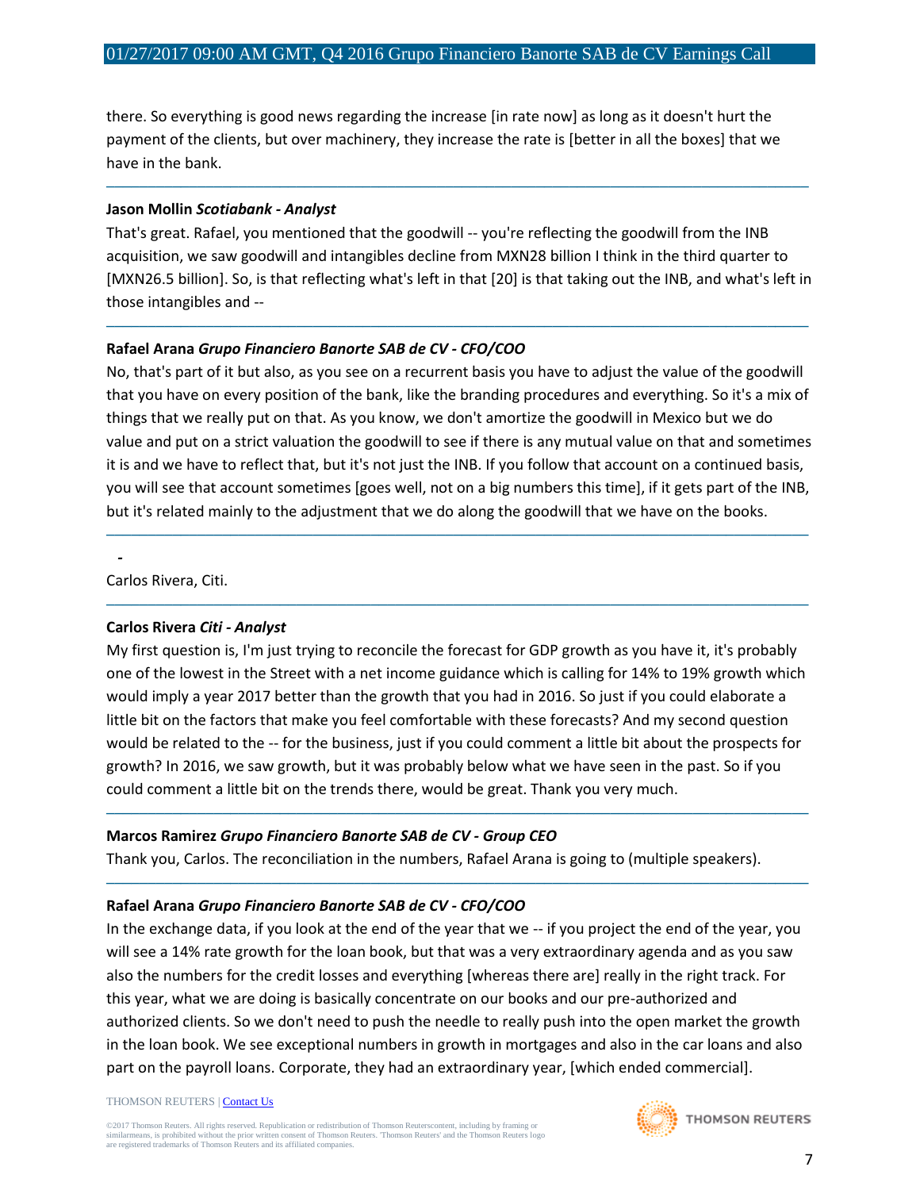there. So everything is good news regarding the increase [in rate now] as long as it doesn't hurt the payment of the clients, but over machinery, they increase the rate is [better in all the boxes] that we have in the bank.

---

**Jason Mollin** ***Scotiabank - Analyst***

That's great. Rafael, you mentioned that the goodwill -- you're reflecting the goodwill from the INB acquisition, we saw goodwill and intangibles decline from MXN28 billion I think in the third quarter to [MXN26.5 billion]. So, is that reflecting what's left in that [20] is that taking out the INB, and what's left in those intangibles and --

---

**Rafael Arana** ***Grupo Financiero Banorte SAB de CV - CFO/COO***

No, that's part of it but also, as you see on a recurrent basis you have to adjust the value of the goodwill that you have on every position of the bank, like the branding procedures and everything. So it's a mix of things that we really put on that. As you know, we don't amortize the goodwill in Mexico but we do value and put on a strict valuation the goodwill to see if there is any mutual value on that and sometimes it is and we have to reflect that, but it's not just the INB. If you follow that account on a continued basis, you will see that account sometimes [goes well, not on a big numbers this time], if it gets part of the INB, but it's related mainly to the adjustment that we do along the goodwill that we have on the books.

---

-

Carlos Rivera, Citi.

---

**Carlos Rivera** ***Citi - Analyst***

My first question is, I'm just trying to reconcile the forecast for GDP growth as you have it, it's probably one of the lowest in the Street with a net income guidance which is calling for 14% to 19% growth which would imply a year 2017 better than the growth that you had in 2016. So just if you could elaborate a little bit on the factors that make you feel comfortable with these forecasts? And my second question would be related to the -- for the business, just if you could comment a little bit about the prospects for growth? In 2016, we saw growth, but it was probably below what we have seen in the past. So if you could comment a little bit on the trends there, would be great. Thank you very much.

---

**Marcos Ramirez** ***Grupo Financiero Banorte SAB de CV - Group CEO***

Thank you, Carlos. The reconciliation in the numbers, Rafael Arana is going to (multiple speakers).

---

**Rafael Arana** ***Grupo Financiero Banorte SAB de CV - CFO/COO***

In the exchange data, if you look at the end of the year that we -- if you project the end of the year, you will see a 14% rate growth for the loan book, but that was a very extraordinary agenda and as you saw also the numbers for the credit losses and everything [whereas there are] really in the right track. For this year, what we are doing is basically concentrate on our books and our pre-authorized and authorized clients. So we don't need to push the needle to really push into the open market the growth in the loan book. We see exceptional numbers in growth in mortgages and also in the car loans and also part on the payroll loans. Corporate, they had an extraordinary year, [which ended commercial].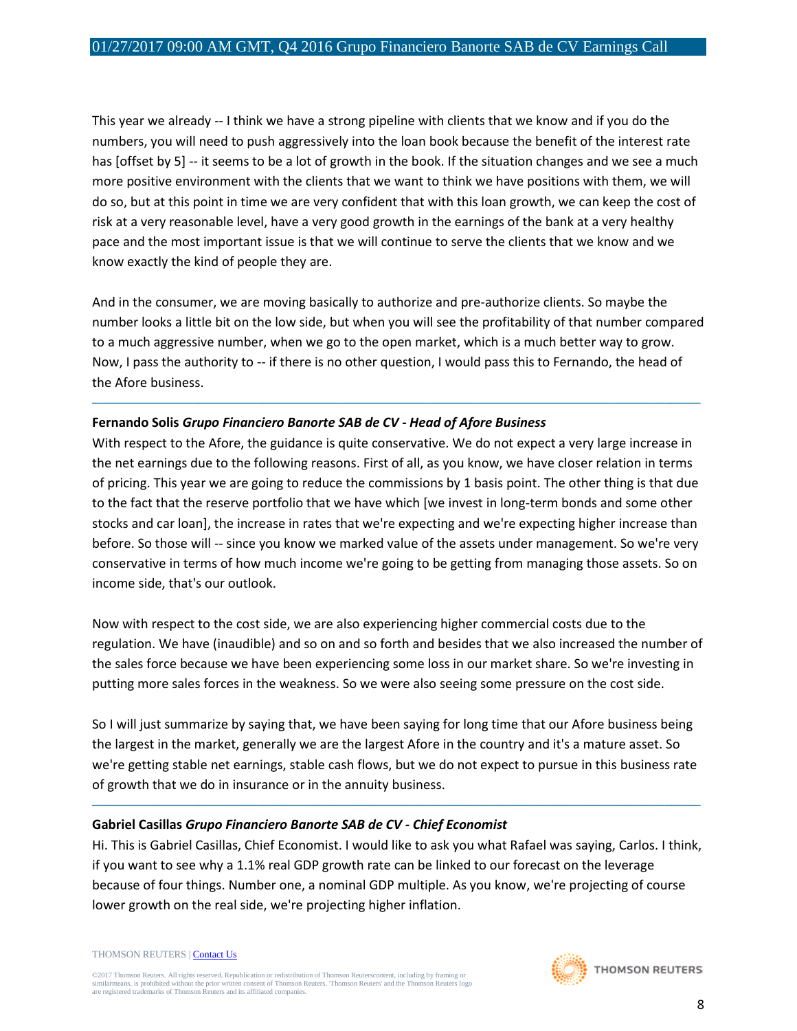This year we already -- I think we have a strong pipeline with clients that we know and if you do the numbers, you will need to push aggressively into the loan book because the benefit of the interest rate has [offset by 5] -- it seems to be a lot of growth in the book. If the situation changes and we see a much more positive environment with the clients that we want to think we have positions with them, we will do so, but at this point in time we are very confident that with this loan growth, we can keep the cost of risk at a very reasonable level, have a very good growth in the earnings of the bank at a very healthy pace and the most important issue is that we will continue to serve the clients that we know and we know exactly the kind of people they are.

And in the consumer, we are moving basically to authorize and pre-authorize clients. So maybe the number looks a little bit on the low side, but when you will see the profitability of that number compared to a much aggressive number, when we go to the open market, which is a much better way to grow. Now, I pass the authority to -- if there is no other question, I would pass this to Fernando, the head of the Afore business.

---

**Fernando Solis** ***Grupo Financiero Banorte SAB de CV - Head of Afore Business***

With respect to the Afore, the guidance is quite conservative. We do not expect a very large increase in the net earnings due to the following reasons. First of all, as you know, we have closer relation in terms of pricing. This year we are going to reduce the commissions by 1 basis point. The other thing is that due to the fact that the reserve portfolio that we have which [we invest in long-term bonds and some other stocks and car loan], the increase in rates that we're expecting and we're expecting higher increase than before. So those will -- since you know we marked value of the assets under management. So we're very conservative in terms of how much income we're going to be getting from managing those assets. So on income side, that's our outlook.

Now with respect to the cost side, we are also experiencing higher commercial costs due to the regulation. We have (inaudible) and so on and so forth and besides that we also increased the number of the sales force because we have been experiencing some loss in our market share. So we're investing in putting more sales forces in the weakness. So we were also seeing some pressure on the cost side.

So I will just summarize by saying that, we have been saying for long time that our Afore business being the largest in the market, generally we are the largest Afore in the country and it's a mature asset. So we're getting stable net earnings, stable cash flows, but we do not expect to pursue in this business rate of growth that we do in insurance or in the annuity business.

---

**Gabriel Casillas** ***Grupo Financiero Banorte SAB de CV - Chief Economist***

Hi. This is Gabriel Casillas, Chief Economist. I would like to ask you what Rafael was saying, Carlos. I think, if you want to see why a 1.1% real GDP growth rate can be linked to our forecast on the leverage because of four things. Number one, a nominal GDP multiple. As you know, we're projecting of course lower growth on the real side, we're projecting higher inflation.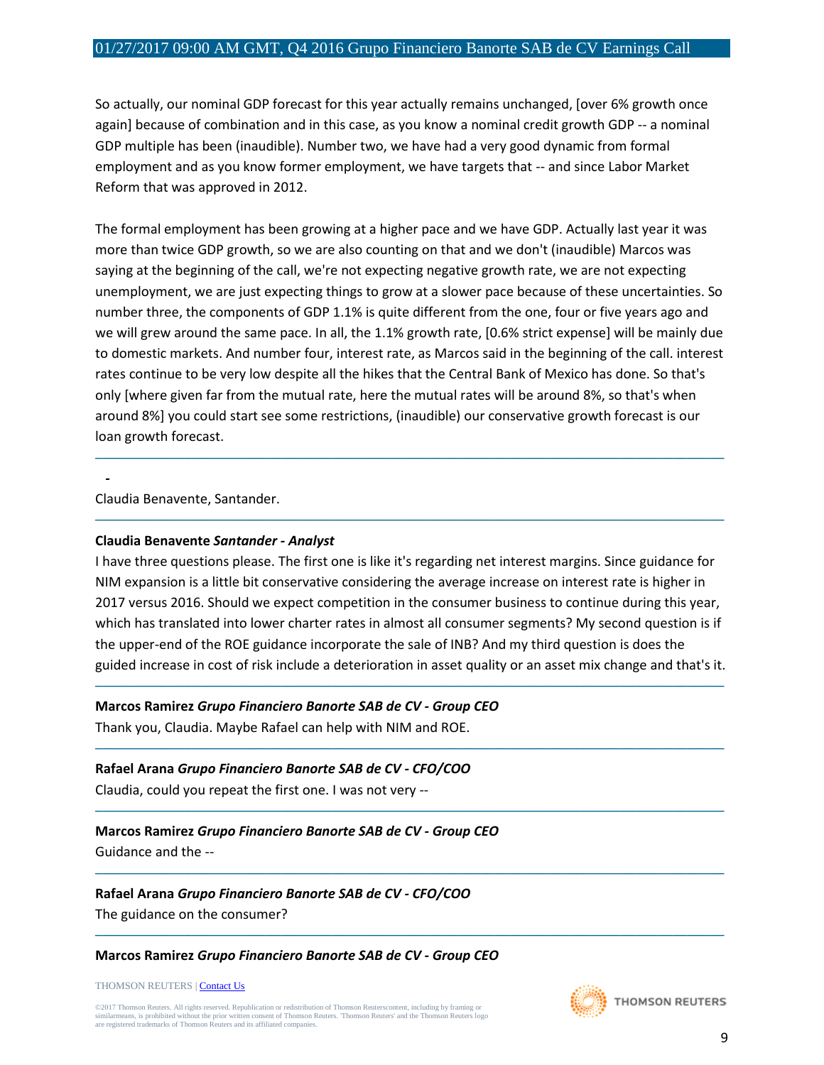So actually, our nominal GDP forecast for this year actually remains unchanged, [over 6% growth once again] because of combination and in this case, as you know a nominal credit growth GDP -- a nominal GDP multiple has been (inaudible). Number two, we have had a very good dynamic from formal employment and as you know former employment, we have targets that -- and since Labor Market Reform that was approved in 2012.

The formal employment has been growing at a higher pace and we have GDP. Actually last year it was more than twice GDP growth, so we are also counting on that and we don't (inaudible) Marcos was saying at the beginning of the call, we're not expecting negative growth rate, we are not expecting unemployment, we are just expecting things to grow at a slower pace because of these uncertainties. So number three, the components of GDP 1.1% is quite different from the one, four or five years ago and we will grew around the same pace. In all, the 1.1% growth rate, [0.6% strict expense] will be mainly due to domestic markets. And number four, interest rate, as Marcos said in the beginning of the call. interest rates continue to be very low despite all the hikes that the Central Bank of Mexico has done. So that's only [where given far from the mutual rate, here the mutual rates will be around 8%, so that's when around 8%] you could start see some restrictions, (inaudible) our conservative growth forecast is our loan growth forecast.

---

-

Claudia Benavente, Santander.

---

**Claudia Benavente** ***Santander - Analyst***

I have three questions please. The first one is like it's regarding net interest margins. Since guidance for NIM expansion is a little bit conservative considering the average increase on interest rate is higher in 2017 versus 2016. Should we expect competition in the consumer business to continue during this year, which has translated into lower charter rates in almost all consumer segments? My second question is if the upper-end of the ROE guidance incorporate the sale of INB? And my third question is does the guided increase in cost of risk include a deterioration in asset quality or an asset mix change and that's it.

---

**Marcos Ramirez** ***Grupo Financiero Banorte SAB de CV - Group CEO***

Thank you, Claudia. Maybe Rafael can help with NIM and ROE.

---

**Rafael Arana** ***Grupo Financiero Banorte SAB de CV - CFO/COO***

Claudia, could you repeat the first one. I was not very --

---

**Marcos Ramirez** ***Grupo Financiero Banorte SAB de CV - Group CEO***

Guidance and the --

---

**Rafael Arana** ***Grupo Financiero Banorte SAB de CV - CFO/COO***

The guidance on the consumer?

---

**Marcos Ramirez** ***Grupo Financiero Banorte SAB de CV - Group CEO***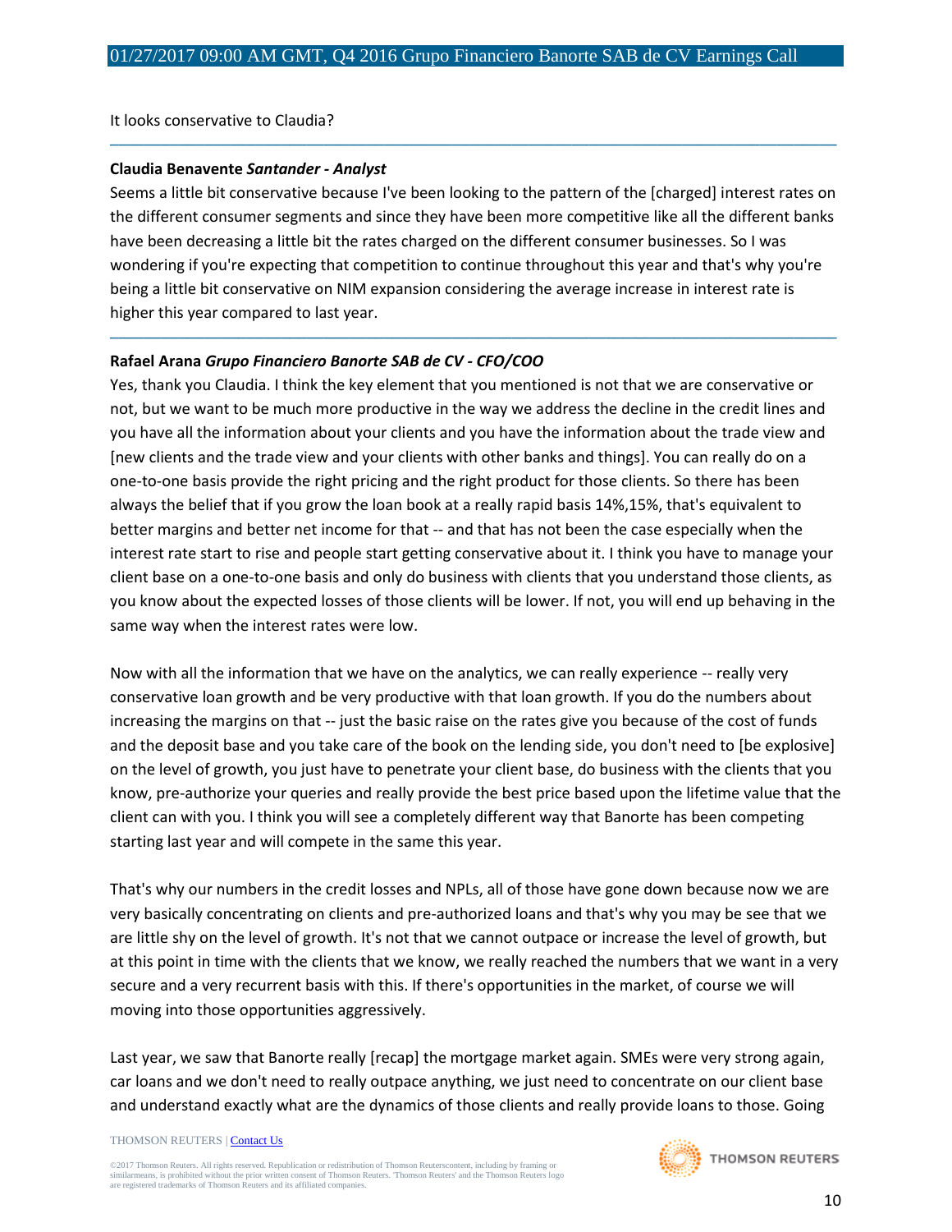It looks conservative to Claudia?

---

**Claudia Benavente** ***Santander - Analyst***

Seems a little bit conservative because I've been looking to the pattern of the [charged] interest rates on the different consumer segments and since they have been more competitive like all the different banks have been decreasing a little bit the rates charged on the different consumer businesses. So I was wondering if you're expecting that competition to continue throughout this year and that's why you're being a little bit conservative on NIM expansion considering the average increase in interest rate is higher this year compared to last year.

---

**Rafael Arana** ***Grupo Financiero Banorte SAB de CV - CFO/COO***

Yes, thank you Claudia. I think the key element that you mentioned is not that we are conservative or not, but we want to be much more productive in the way we address the decline in the credit lines and you have all the information about your clients and you have the information about the trade view and [new clients and the trade view and your clients with other banks and things]. You can really do on a one-to-one basis provide the right pricing and the right product for those clients. So there has been always the belief that if you grow the loan book at a really rapid basis 14%,15%, that's equivalent to better margins and better net income for that -- and that has not been the case especially when the interest rate start to rise and people start getting conservative about it. I think you have to manage your client base on a one-to-one basis and only do business with clients that you understand those clients, as you know about the expected losses of those clients will be lower. If not, you will end up behaving in the same way when the interest rates were low.

Now with all the information that we have on the analytics, we can really experience -- really very conservative loan growth and be very productive with that loan growth. If you do the numbers about increasing the margins on that -- just the basic raise on the rates give you because of the cost of funds and the deposit base and you take care of the book on the lending side, you don't need to [be explosive] on the level of growth, you just have to penetrate your client base, do business with the clients that you know, pre-authorize your queries and really provide the best price based upon the lifetime value that the client can with you. I think you will see a completely different way that Banorte has been competing starting last year and will compete in the same this year.

That's why our numbers in the credit losses and NPLs, all of those have gone down because now we are very basically concentrating on clients and pre-authorized loans and that's why you may be see that we are little shy on the level of growth. It's not that we cannot outpace or increase the level of growth, but at this point in time with the clients that we know, we really reached the numbers that we want in a very secure and a very recurrent basis with this. If there's opportunities in the market, of course we will moving into those opportunities aggressively.

Last year, we saw that Banorte really [recap] the mortgage market again. SMEs were very strong again, car loans and we don't need to really outpace anything, we just need to concentrate on our client base and understand exactly what are the dynamics of those clients and really provide loans to those. Going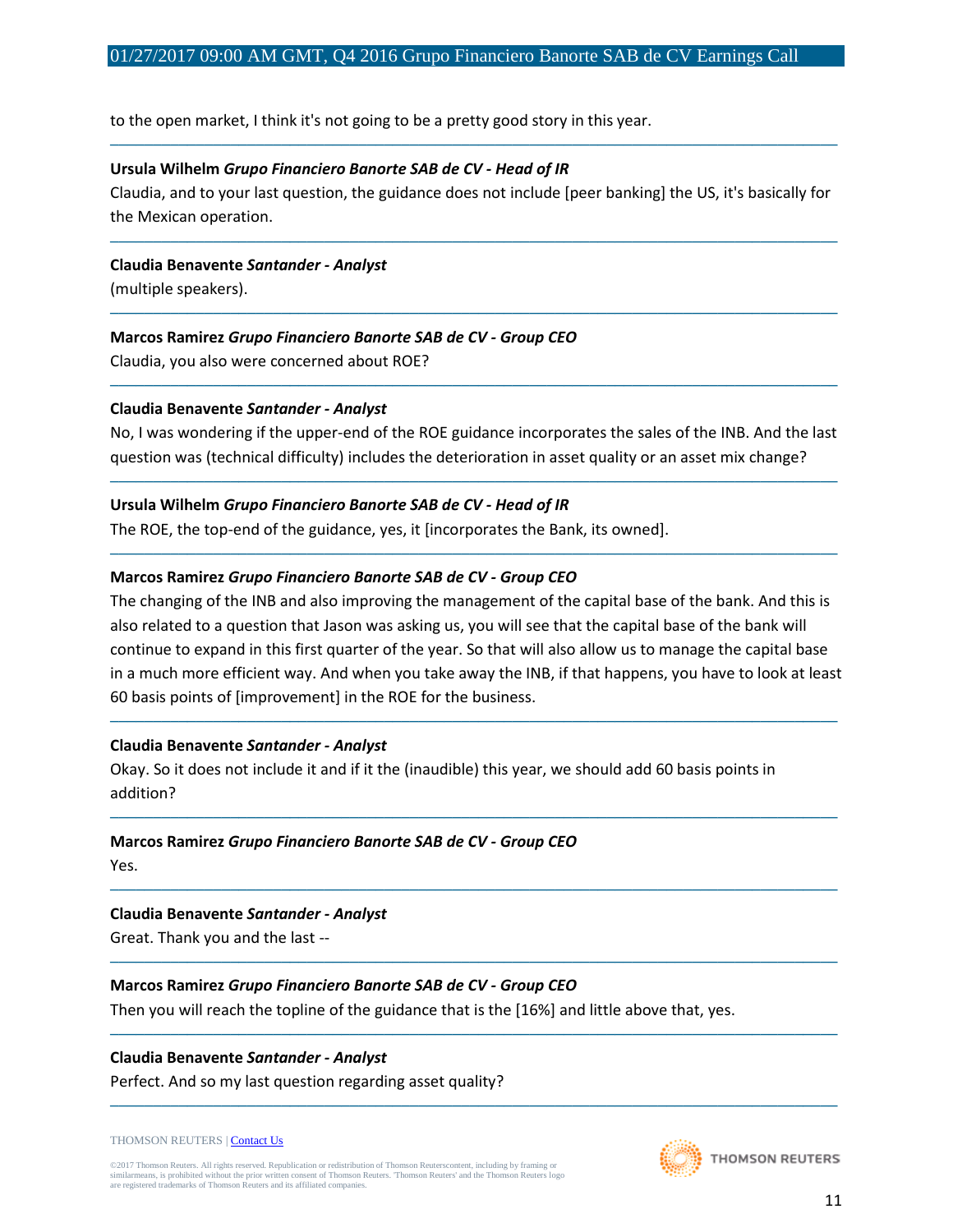to the open market, I think it's not going to be a pretty good story in this year.

---

**Ursula Wilhelm** ***Grupo Financiero Banorte SAB de CV - Head of IR***

Claudia, and to your last question, the guidance does not include [peer banking] the US, it's basically for the Mexican operation.

---

**Claudia Benavente** ***Santander - Analyst***

(multiple speakers).

---

**Marcos Ramirez** ***Grupo Financiero Banorte SAB de CV - Group CEO***

Claudia, you also were concerned about ROE?

---

**Claudia Benavente** ***Santander - Analyst***

No, I was wondering if the upper-end of the ROE guidance incorporates the sales of the INB. And the last question was (technical difficulty) includes the deterioration in asset quality or an asset mix change?

---

**Ursula Wilhelm** ***Grupo Financiero Banorte SAB de CV - Head of IR***

The ROE, the top-end of the guidance, yes, it [incorporates the Bank, its owned].

---

**Marcos Ramirez** ***Grupo Financiero Banorte SAB de CV - Group CEO***

The changing of the INB and also improving the management of the capital base of the bank. And this is also related to a question that Jason was asking us, you will see that the capital base of the bank will continue to expand in this first quarter of the year. So that will also allow us to manage the capital base in a much more efficient way. And when you take away the INB, if that happens, you have to look at least 60 basis points of [improvement] in the ROE for the business.

---

**Claudia Benavente** ***Santander - Analyst***

Okay. So it does not include it and if it the (inaudible) this year, we should add 60 basis points in addition?

---

**Marcos Ramirez** ***Grupo Financiero Banorte SAB de CV - Group CEO***

Yes.

---

**Claudia Benavente** ***Santander - Analyst***

Great. Thank you and the last --

---

**Marcos Ramirez** ***Grupo Financiero Banorte SAB de CV - Group CEO***

Then you will reach the topline of the guidance that is the [16%] and little above that, yes.

---

**Claudia Benavente** ***Santander - Analyst***

Perfect. And so my last question regarding asset quality?

---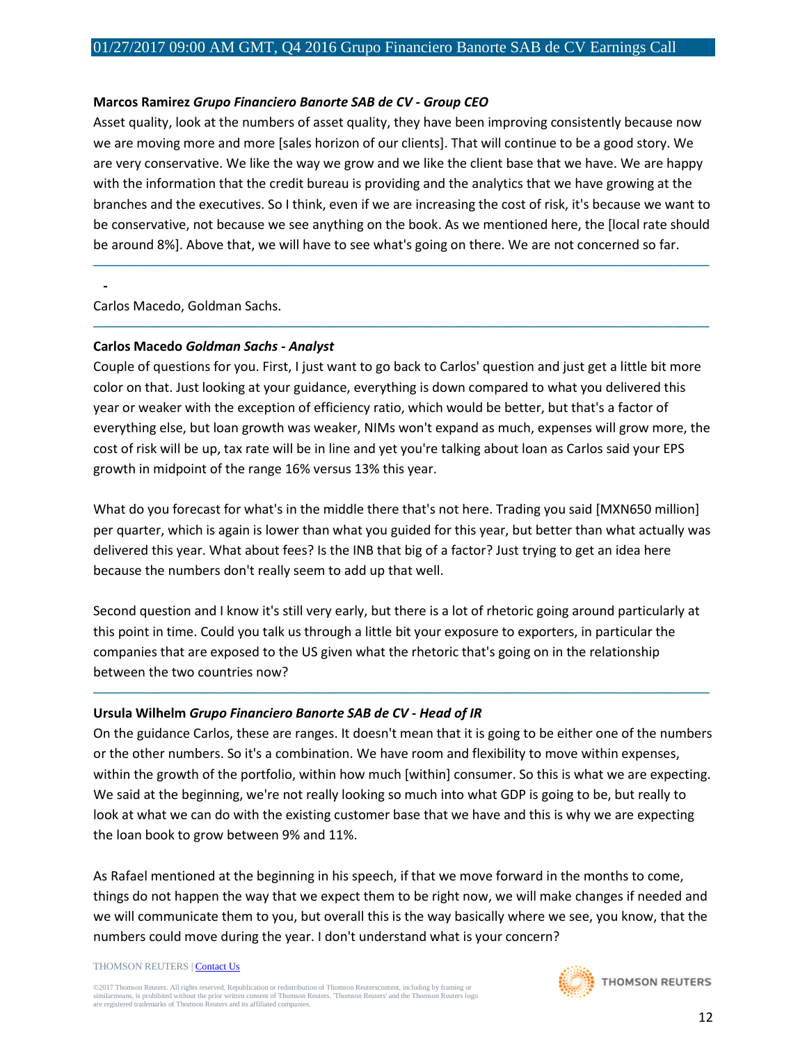**Marcos Ramirez** ***Grupo Financiero Banorte SAB de CV - Group CEO***

Asset quality, look at the numbers of asset quality, they have been improving consistently because now we are moving more and more [sales horizon of our clients]. That will continue to be a good story. We are very conservative. We like the way we grow and we like the client base that we have. We are happy with the information that the credit bureau is providing and the analytics that we have growing at the branches and the executives. So I think, even if we are increasing the cost of risk, it's because we want to be conservative, not because we see anything on the book. As we mentioned here, the [local rate should be around 8%]. Above that, we will have to see what's going on there. We are not concerned so far.

---

-

Carlos Macedo, Goldman Sachs.

---

**Carlos Macedo** ***Goldman Sachs - Analyst***

Couple of questions for you. First, I just want to go back to Carlos' question and just get a little bit more color on that. Just looking at your guidance, everything is down compared to what you delivered this year or weaker with the exception of efficiency ratio, which would be better, but that's a factor of everything else, but loan growth was weaker, NIMs won't expand as much, expenses will grow more, the cost of risk will be up, tax rate will be in line and yet you're talking about loan as Carlos said your EPS growth in midpoint of the range 16% versus 13% this year.

What do you forecast for what's in the middle there that's not here. Trading you said [MXN650 million] per quarter, which is again is lower than what you guided for this year, but better than what actually was delivered this year. What about fees? Is the INB that big of a factor? Just trying to get an idea here because the numbers don't really seem to add up that well.

Second question and I know it's still very early, but there is a lot of rhetoric going around particularly at this point in time. Could you talk us through a little bit your exposure to exporters, in particular the companies that are exposed to the US given what the rhetoric that's going on in the relationship between the two countries now?

---

**Ursula Wilhelm** ***Grupo Financiero Banorte SAB de CV - Head of IR***

On the guidance Carlos, these are ranges. It doesn't mean that it is going to be either one of the numbers or the other numbers. So it's a combination. We have room and flexibility to move within expenses, within the growth of the portfolio, within how much [within] consumer. So this is what we are expecting. We said at the beginning, we're not really looking so much into what GDP is going to be, but really to look at what we can do with the existing customer base that we have and this is why we are expecting the loan book to grow between 9% and 11%.

As Rafael mentioned at the beginning in his speech, if that we move forward in the months to come, things do not happen the way that we expect them to be right now, we will make changes if needed and we will communicate them to you, but overall this is the way basically where we see, you know, that the numbers could move during the year. I don't understand what is your concern?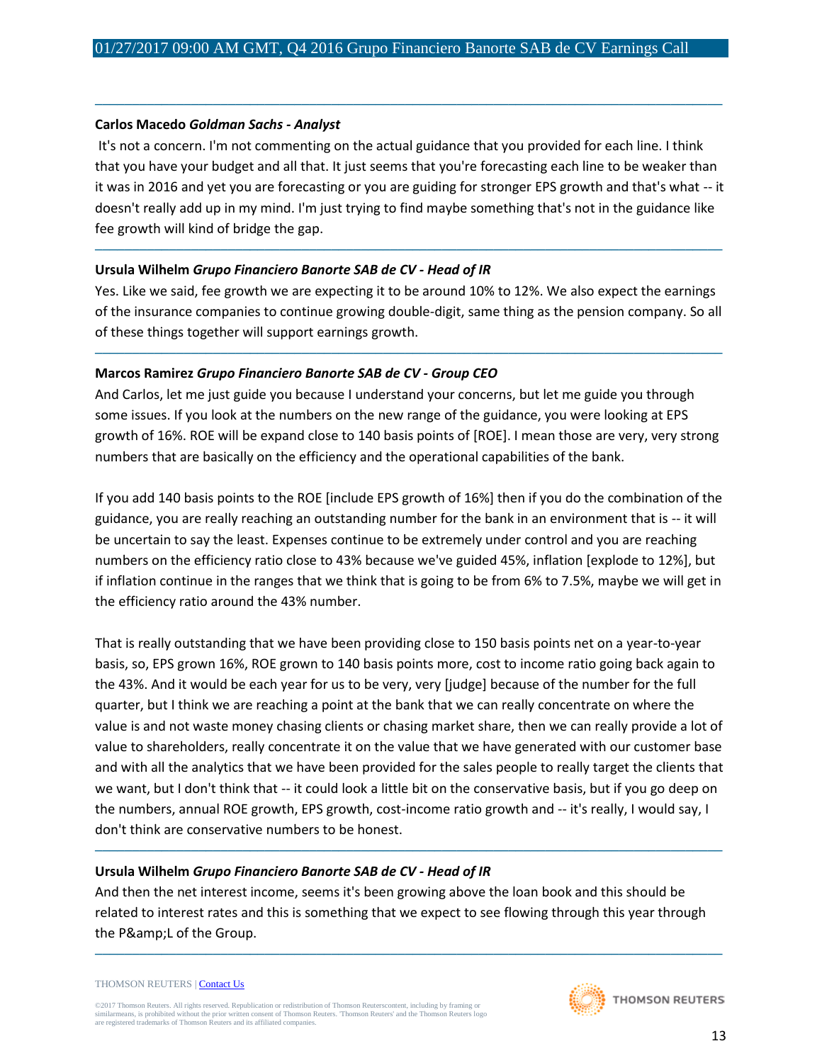**Carlos Macedo** ***Goldman Sachs - Analyst***

It's not a concern. I'm not commenting on the actual guidance that you provided for each line. I think that you have your budget and all that. It just seems that you're forecasting each line to be weaker than it was in 2016 and yet you are forecasting or you are guiding for stronger EPS growth and that's what -- it doesn't really add up in my mind. I'm just trying to find maybe something that's not in the guidance like fee growth will kind of bridge the gap.

---

**Ursula Wilhelm** ***Grupo Financiero Banorte SAB de CV - Head of IR***

Yes. Like we said, fee growth we are expecting it to be around 10% to 12%. We also expect the earnings of the insurance companies to continue growing double-digit, same thing as the pension company. So all of these things together will support earnings growth.

---

**Marcos Ramirez** ***Grupo Financiero Banorte SAB de CV - Group CEO***

And Carlos, let me just guide you because I understand your concerns, but let me guide you through some issues. If you look at the numbers on the new range of the guidance, you were looking at EPS growth of 16%. ROE will be expand close to 140 basis points of [ROE]. I mean those are very, very strong numbers that are basically on the efficiency and the operational capabilities of the bank.

If you add 140 basis points to the ROE [include EPS growth of 16%] then if you do the combination of the guidance, you are really reaching an outstanding number for the bank in an environment that is -- it will be uncertain to say the least. Expenses continue to be extremely under control and you are reaching numbers on the efficiency ratio close to 43% because we've guided 45%, inflation [explode to 12%], but if inflation continue in the ranges that we think that is going to be from 6% to 7.5%, maybe we will get in the efficiency ratio around the 43% number.

That is really outstanding that we have been providing close to 150 basis points net on a year-to-year basis, so, EPS grown 16%, ROE grown to 140 basis points more, cost to income ratio going back again to the 43%. And it would be each year for us to be very, very [judge] because of the number for the full quarter, but I think we are reaching a point at the bank that we can really concentrate on where the value is and not waste money chasing clients or chasing market share, then we can really provide a lot of value to shareholders, really concentrate it on the value that we have generated with our customer base and with all the analytics that we have been provided for the sales people to really target the clients that we want, but I don't think that -- it could look a little bit on the conservative basis, but if you go deep on the numbers, annual ROE growth, EPS growth, cost-income ratio growth and -- it's really, I would say, I don't think are conservative numbers to be honest.

---

**Ursula Wilhelm** ***Grupo Financiero Banorte SAB de CV - Head of IR***

And then the net interest income, seems it's been growing above the loan book and this should be related to interest rates and this is something that we expect to see flowing through this year through the P&amp;L of the Group.

---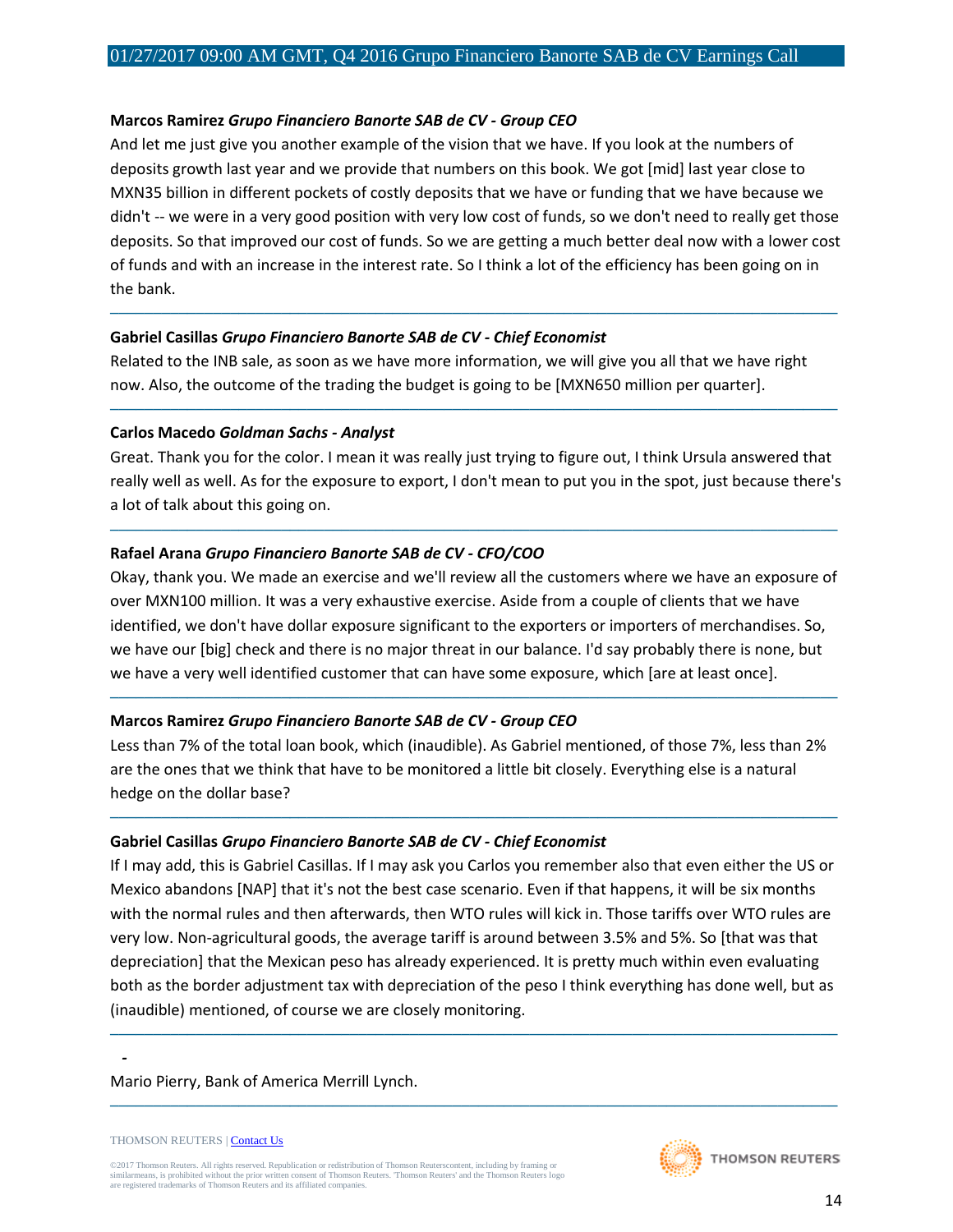**Marcos Ramirez** ***Grupo Financiero Banorte SAB de CV - Group CEO***

And let me just give you another example of the vision that we have. If you look at the numbers of deposits growth last year and we provide that numbers on this book. We got [mid] last year close to MXN35 billion in different pockets of costly deposits that we have or funding that we have because we didn't -- we were in a very good position with very low cost of funds, so we don't need to really get those deposits. So that improved our cost of funds. So we are getting a much better deal now with a lower cost of funds and with an increase in the interest rate. So I think a lot of the efficiency has been going on in the bank.

---

**Gabriel Casillas** ***Grupo Financiero Banorte SAB de CV - Chief Economist***

Related to the INB sale, as soon as we have more information, we will give you all that we have right now. Also, the outcome of the trading the budget is going to be [MXN650 million per quarter].

---

**Carlos Macedo** ***Goldman Sachs - Analyst***

Great. Thank you for the color. I mean it was really just trying to figure out, I think Ursula answered that really well as well. As for the exposure to export, I don't mean to put you in the spot, just because there's a lot of talk about this going on.

---

**Rafael Arana** ***Grupo Financiero Banorte SAB de CV - CFO/COO***

Okay, thank you. We made an exercise and we'll review all the customers where we have an exposure of over MXN100 million. It was a very exhaustive exercise. Aside from a couple of clients that we have identified, we don't have dollar exposure significant to the exporters or importers of merchandises. So, we have our [big] check and there is no major threat in our balance. I'd say probably there is none, but we have a very well identified customer that can have some exposure, which [are at least once].

---

**Marcos Ramirez** ***Grupo Financiero Banorte SAB de CV - Group CEO***

Less than 7% of the total loan book, which (inaudible). As Gabriel mentioned, of those 7%, less than 2% are the ones that we think that have to be monitored a little bit closely. Everything else is a natural hedge on the dollar base?

---

**Gabriel Casillas** ***Grupo Financiero Banorte SAB de CV - Chief Economist***

If I may add, this is Gabriel Casillas. If I may ask you Carlos you remember also that even either the US or Mexico abandons [NAP] that it's not the best case scenario. Even if that happens, it will be six months with the normal rules and then afterwards, then WTO rules will kick in. Those tariffs over WTO rules are very low. Non-agricultural goods, the average tariff is around between 3.5% and 5%. So [that was that depreciation] that the Mexican peso has already experienced. It is pretty much within even evaluating both as the border adjustment tax with depreciation of the peso I think everything has done well, but as (inaudible) mentioned, of course we are closely monitoring.

---

**-**

Mario Pierry, Bank of America Merrill Lynch.

---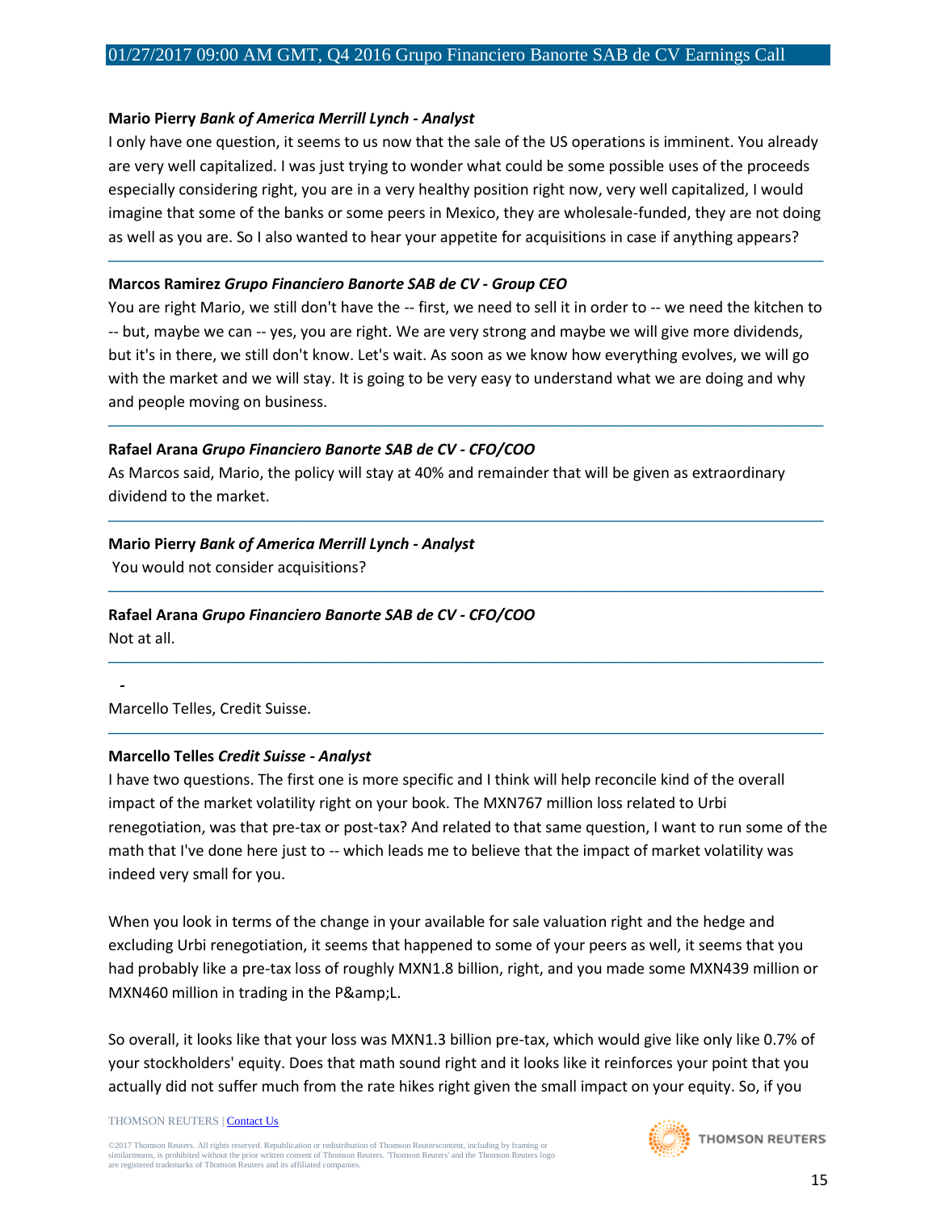**Mario Pierry** *Bank of America Merrill Lynch - Analyst*

I only have one question, it seems to us now that the sale of the US operations is imminent. You already are very well capitalized. I was just trying to wonder what could be some possible uses of the proceeds especially considering right, you are in a very healthy position right now, very well capitalized, I would imagine that some of the banks or some peers in Mexico, they are wholesale-funded, they are not doing as well as you are. So I also wanted to hear your appetite for acquisitions in case if anything appears?

---

**Marcos Ramirez** *Grupo Financiero Banorte SAB de CV - Group CEO*

You are right Mario, we still don't have the -- first, we need to sell it in order to -- we need the kitchen to -- but, maybe we can -- yes, you are right. We are very strong and maybe we will give more dividends, but it's in there, we still don't know. Let's wait. As soon as we know how everything evolves, we will go with the market and we will stay. It is going to be very easy to understand what we are doing and why and people moving on business.

---

**Rafael Arana** *Grupo Financiero Banorte SAB de CV - CFO/COO*

As Marcos said, Mario, the policy will stay at 40% and remainder that will be given as extraordinary dividend to the market.

---

**Mario Pierry** *Bank of America Merrill Lynch - Analyst*

You would not consider acquisitions?

---

**Rafael Arana** *Grupo Financiero Banorte SAB de CV - CFO/COO*

Not at all.

---

-

Marcello Telles, Credit Suisse.

---

**Marcello Telles** *Credit Suisse - Analyst*

I have two questions. The first one is more specific and I think will help reconcile kind of the overall impact of the market volatility right on your book. The MXN767 million loss related to Urbi renegotiation, was that pre-tax or post-tax? And related to that same question, I want to run some of the math that I've done here just to -- which leads me to believe that the impact of market volatility was indeed very small for you.

When you look in terms of the change in your available for sale valuation right and the hedge and excluding Urbi renegotiation, it seems that happened to some of your peers as well, it seems that you had probably like a pre-tax loss of roughly MXN1.8 billion, right, and you made some MXN439 million or MXN460 million in trading in the P&amp;L.

So overall, it looks like that your loss was MXN1.3 billion pre-tax, which would give like only like 0.7% of your stockholders' equity. Does that math sound right and it looks like it reinforces your point that you actually did not suffer much from the rate hikes right given the small impact on your equity. So, if you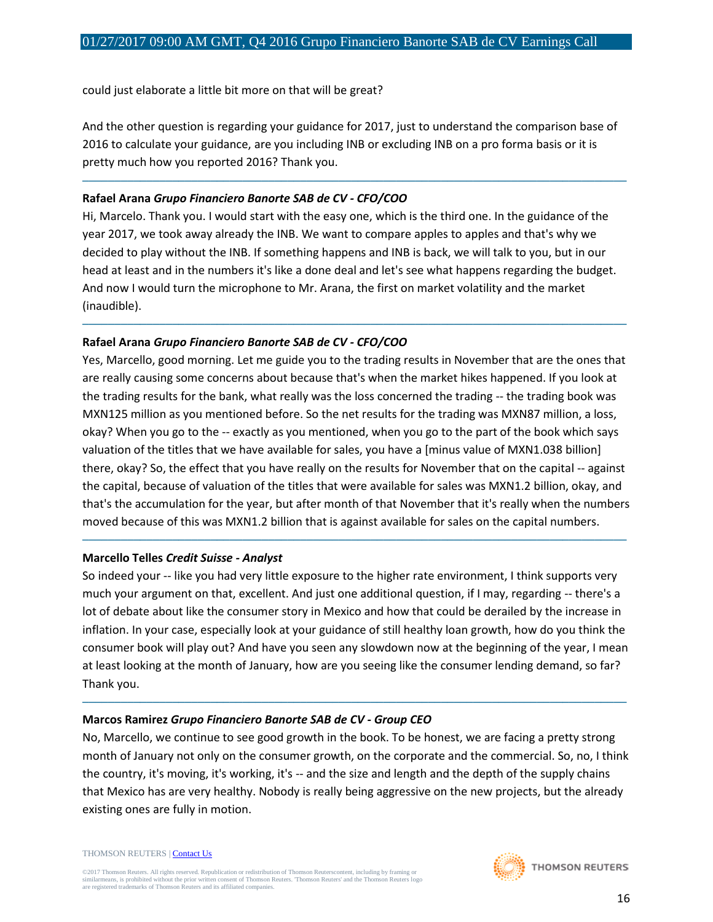could just elaborate a little bit more on that will be great?

And the other question is regarding your guidance for 2017, just to understand the comparison base of 2016 to calculate your guidance, are you including INB or excluding INB on a pro forma basis or it is pretty much how you reported 2016? Thank you.

---

**Rafael Arana** ***Grupo Financiero Banorte SAB de CV - CFO/COO***

Hi, Marcelo. Thank you. I would start with the easy one, which is the third one. In the guidance of the year 2017, we took away already the INB. We want to compare apples to apples and that's why we decided to play without the INB. If something happens and INB is back, we will talk to you, but in our head at least and in the numbers it's like a done deal and let's see what happens regarding the budget. And now I would turn the microphone to Mr. Arana, the first on market volatility and the market (inaudible).

---

**Rafael Arana** ***Grupo Financiero Banorte SAB de CV - CFO/COO***

Yes, Marcello, good morning. Let me guide you to the trading results in November that are the ones that are really causing some concerns about because that's when the market hikes happened. If you look at the trading results for the bank, what really was the loss concerned the trading -- the trading book was MXN125 million as you mentioned before. So the net results for the trading was MXN87 million, a loss, okay? When you go to the -- exactly as you mentioned, when you go to the part of the book which says valuation of the titles that we have available for sales, you have a [minus value of MXN1.038 billion] there, okay? So, the effect that you have really on the results for November that on the capital -- against the capital, because of valuation of the titles that were available for sales was MXN1.2 billion, okay, and that's the accumulation for the year, but after month of that November that it's really when the numbers moved because of this was MXN1.2 billion that is against available for sales on the capital numbers.

---

**Marcello Telles** ***Credit Suisse - Analyst***

So indeed your -- like you had very little exposure to the higher rate environment, I think supports very much your argument on that, excellent. And just one additional question, if I may, regarding -- there's a lot of debate about like the consumer story in Mexico and how that could be derailed by the increase in inflation. In your case, especially look at your guidance of still healthy loan growth, how do you think the consumer book will play out? And have you seen any slowdown now at the beginning of the year, I mean at least looking at the month of January, how are you seeing like the consumer lending demand, so far? Thank you.

---

**Marcos Ramirez** ***Grupo Financiero Banorte SAB de CV - Group CEO***

No, Marcello, we continue to see good growth in the book. To be honest, we are facing a pretty strong month of January not only on the consumer growth, on the corporate and the commercial. So, no, I think the country, it's moving, it's working, it's -- and the size and length and the depth of the supply chains that Mexico has are very healthy. Nobody is really being aggressive on the new projects, but the already existing ones are fully in motion.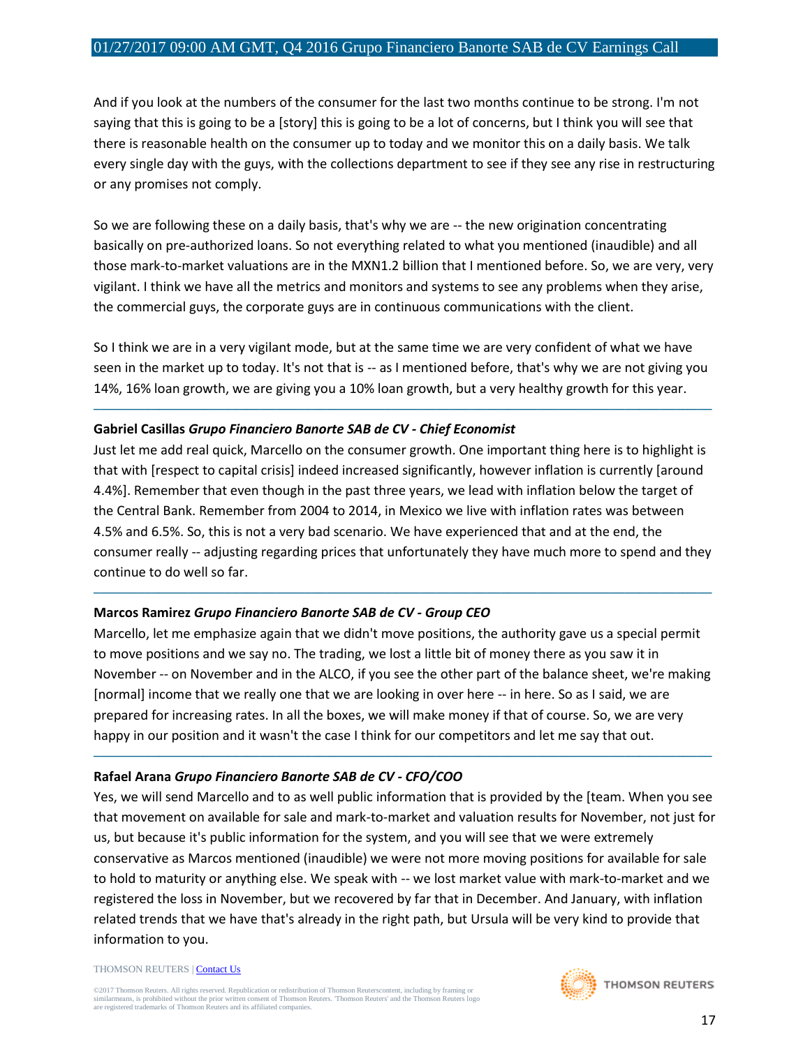And if you look at the numbers of the consumer for the last two months continue to be strong. I'm not saying that this is going to be a [story] this is going to be a lot of concerns, but I think you will see that there is reasonable health on the consumer up to today and we monitor this on a daily basis. We talk every single day with the guys, with the collections department to see if they see any rise in restructuring or any promises not comply.

So we are following these on a daily basis, that's why we are -- the new origination concentrating basically on pre-authorized loans. So not everything related to what you mentioned (inaudible) and all those mark-to-market valuations are in the MXN1.2 billion that I mentioned before. So, we are very, very vigilant. I think we have all the metrics and monitors and systems to see any problems when they arise, the commercial guys, the corporate guys are in continuous communications with the client.

So I think we are in a very vigilant mode, but at the same time we are very confident of what we have seen in the market up to today. It's not that is -- as I mentioned before, that's why we are not giving you 14%, 16% loan growth, we are giving you a 10% loan growth, but a very healthy growth for this year.

---

**Gabriel Casillas** ***Grupo Financiero Banorte SAB de CV - Chief Economist***

Just let me add real quick, Marcello on the consumer growth. One important thing here is to highlight is that with [respect to capital crisis] indeed increased significantly, however inflation is currently [around 4.4%]. Remember that even though in the past three years, we lead with inflation below the target of the Central Bank. Remember from 2004 to 2014, in Mexico we live with inflation rates was between 4.5% and 6.5%. So, this is not a very bad scenario. We have experienced that and at the end, the consumer really -- adjusting regarding prices that unfortunately they have much more to spend and they continue to do well so far.

---

**Marcos Ramirez** ***Grupo Financiero Banorte SAB de CV - Group CEO***

Marcello, let me emphasize again that we didn't move positions, the authority gave us a special permit to move positions and we say no. The trading, we lost a little bit of money there as you saw it in November -- on November and in the ALCO, if you see the other part of the balance sheet, we're making [normal] income that we really one that we are looking in over here -- in here. So as I said, we are prepared for increasing rates. In all the boxes, we will make money if that of course. So, we are very happy in our position and it wasn't the case I think for our competitors and let me say that out.

---

**Rafael Arana** ***Grupo Financiero Banorte SAB de CV - CFO/COO***

Yes, we will send Marcello and to as well public information that is provided by the [team. When you see that movement on available for sale and mark-to-market and valuation results for November, not just for us, but because it's public information for the system, and you will see that we were extremely conservative as Marcos mentioned (inaudible) we were not more moving positions for available for sale to hold to maturity or anything else. We speak with -- we lost market value with mark-to-market and we registered the loss in November, but we recovered by far that in December. And January, with inflation related trends that we have that's already in the right path, but Ursula will be very kind to provide that information to you.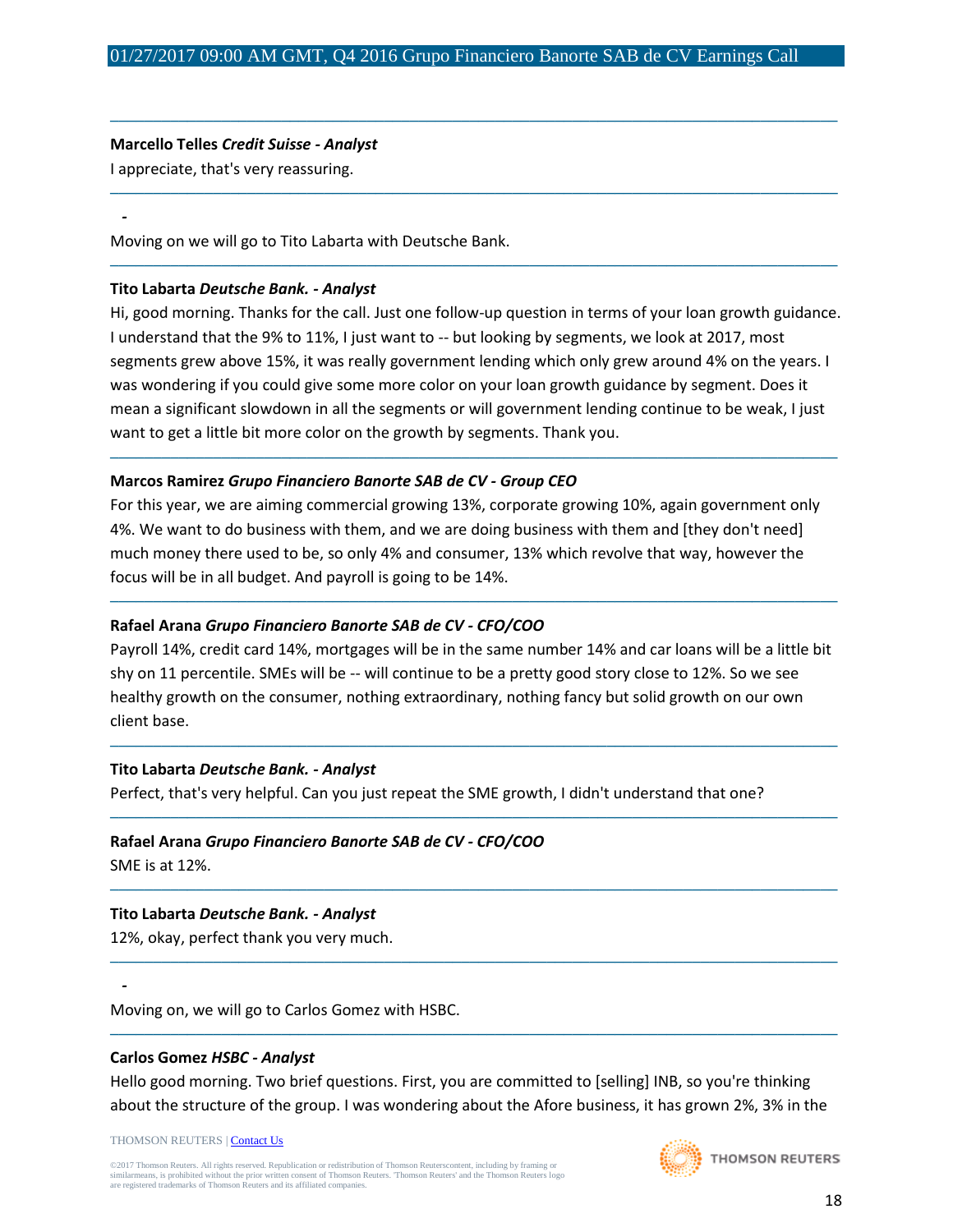**Marcello Telles** ***Credit Suisse - Analyst***

I appreciate, that's very reassuring.

---

-

Moving on we will go to Tito Labarta with Deutsche Bank.

---

**Tito Labarta** ***Deutsche Bank. - Analyst***

Hi, good morning. Thanks for the call. Just one follow-up question in terms of your loan growth guidance. I understand that the 9% to 11%, I just want to -- but looking by segments, we look at 2017, most segments grew above 15%, it was really government lending which only grew around 4% on the years. I was wondering if you could give some more color on your loan growth guidance by segment. Does it mean a significant slowdown in all the segments or will government lending continue to be weak, I just want to get a little bit more color on the growth by segments. Thank you.

---

**Marcos Ramirez** ***Grupo Financiero Banorte SAB de CV - Group CEO***

For this year, we are aiming commercial growing 13%, corporate growing 10%, again government only 4%. We want to do business with them, and we are doing business with them and [they don't need] much money there used to be, so only 4% and consumer, 13% which revolve that way, however the focus will be in all budget. And payroll is going to be 14%.

---

**Rafael Arana** ***Grupo Financiero Banorte SAB de CV - CFO/COO***

Payroll 14%, credit card 14%, mortgages will be in the same number 14% and car loans will be a little bit shy on 11 percentile. SMEs will be -- will continue to be a pretty good story close to 12%. So we see healthy growth on the consumer, nothing extraordinary, nothing fancy but solid growth on our own client base.

---

**Tito Labarta** ***Deutsche Bank. - Analyst***

Perfect, that's very helpful. Can you just repeat the SME growth, I didn't understand that one?

---

**Rafael Arana** ***Grupo Financiero Banorte SAB de CV - CFO/COO***

SME is at 12%.

---

**Tito Labarta** ***Deutsche Bank. - Analyst***

12%, okay, perfect thank you very much.

---

-

Moving on, we will go to Carlos Gomez with HSBC.

---

**Carlos Gomez** ***HSBC - Analyst***

Hello good morning. Two brief questions. First, you are committed to [selling] INB, so you're thinking about the structure of the group. I was wondering about the Afore business, it has grown 2%, 3% in the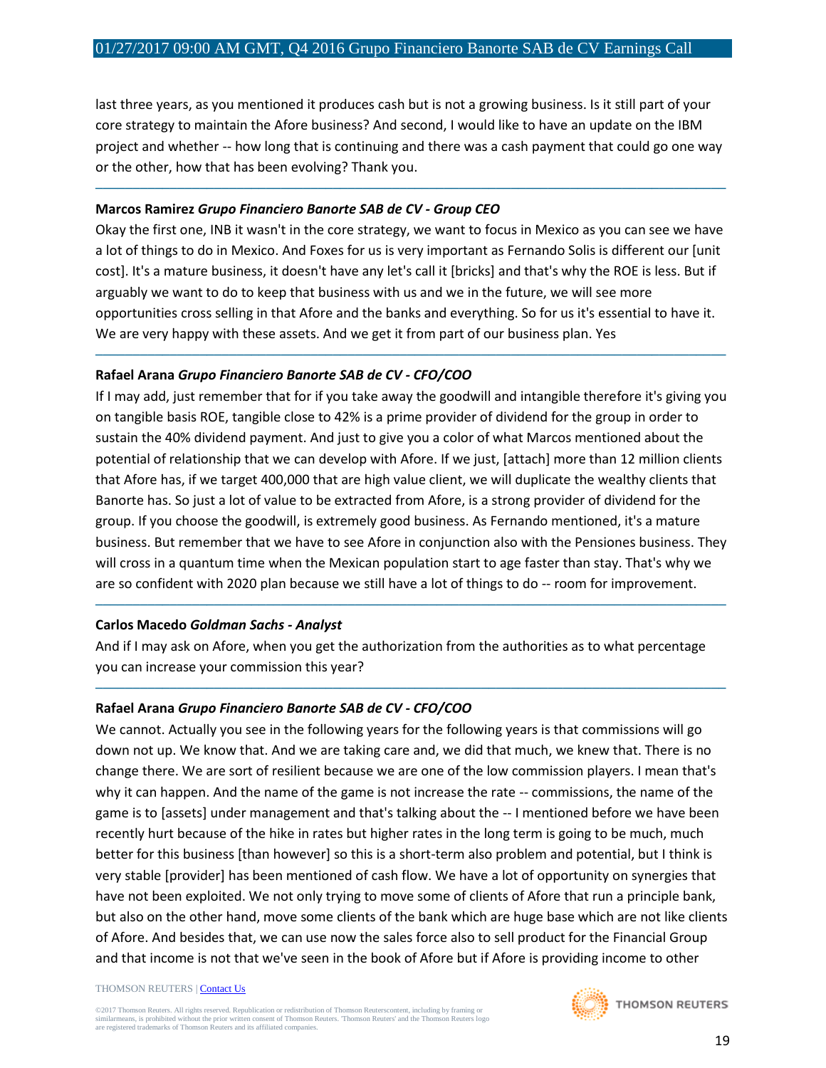last three years, as you mentioned it produces cash but is not a growing business. Is it still part of your core strategy to maintain the Afore business? And second, I would like to have an update on the IBM project and whether -- how long that is continuing and there was a cash payment that could go one way or the other, how that has been evolving? Thank you.

---

**Marcos Ramirez** ***Grupo Financiero Banorte SAB de CV - Group CEO***

Okay the first one, INB it wasn't in the core strategy, we want to focus in Mexico as you can see we have a lot of things to do in Mexico. And Foxes for us is very important as Fernando Solis is different our [unit cost]. It's a mature business, it doesn't have any let's call it [bricks] and that's why the ROE is less. But if arguably we want to do to keep that business with us and we in the future, we will see more opportunities cross selling in that Afore and the banks and everything. So for us it's essential to have it. We are very happy with these assets. And we get it from part of our business plan. Yes

---

**Rafael Arana** ***Grupo Financiero Banorte SAB de CV - CFO/COO***

If I may add, just remember that for if you take away the goodwill and intangible therefore it's giving you on tangible basis ROE, tangible close to 42% is a prime provider of dividend for the group in order to sustain the 40% dividend payment. And just to give you a color of what Marcos mentioned about the potential of relationship that we can develop with Afore. If we just, [attach] more than 12 million clients that Afore has, if we target 400,000 that are high value client, we will duplicate the wealthy clients that Banorte has. So just a lot of value to be extracted from Afore, is a strong provider of dividend for the group. If you choose the goodwill, is extremely good business. As Fernando mentioned, it's a mature business. But remember that we have to see Afore in conjunction also with the Pensiones business. They will cross in a quantum time when the Mexican population start to age faster than stay. That's why we are so confident with 2020 plan because we still have a lot of things to do -- room for improvement.

---

**Carlos Macedo** ***Goldman Sachs - Analyst***

And if I may ask on Afore, when you get the authorization from the authorities as to what percentage you can increase your commission this year?

---

**Rafael Arana** ***Grupo Financiero Banorte SAB de CV - CFO/COO***

We cannot. Actually you see in the following years for the following years is that commissions will go down not up. We know that. And we are taking care and, we did that much, we knew that. There is no change there. We are sort of resilient because we are one of the low commission players. I mean that's why it can happen. And the name of the game is not increase the rate -- commissions, the name of the game is to [assets] under management and that's talking about the -- I mentioned before we have been recently hurt because of the hike in rates but higher rates in the long term is going to be much, much better for this business [than however] so this is a short-term also problem and potential, but I think is very stable [provider] has been mentioned of cash flow. We have a lot of opportunity on synergies that have not been exploited. We not only trying to move some of clients of Afore that run a principle bank, but also on the other hand, move some clients of the bank which are huge base which are not like clients of Afore. And besides that, we can use now the sales force also to sell product for the Financial Group and that income is not that we've seen in the book of Afore but if Afore is providing income to other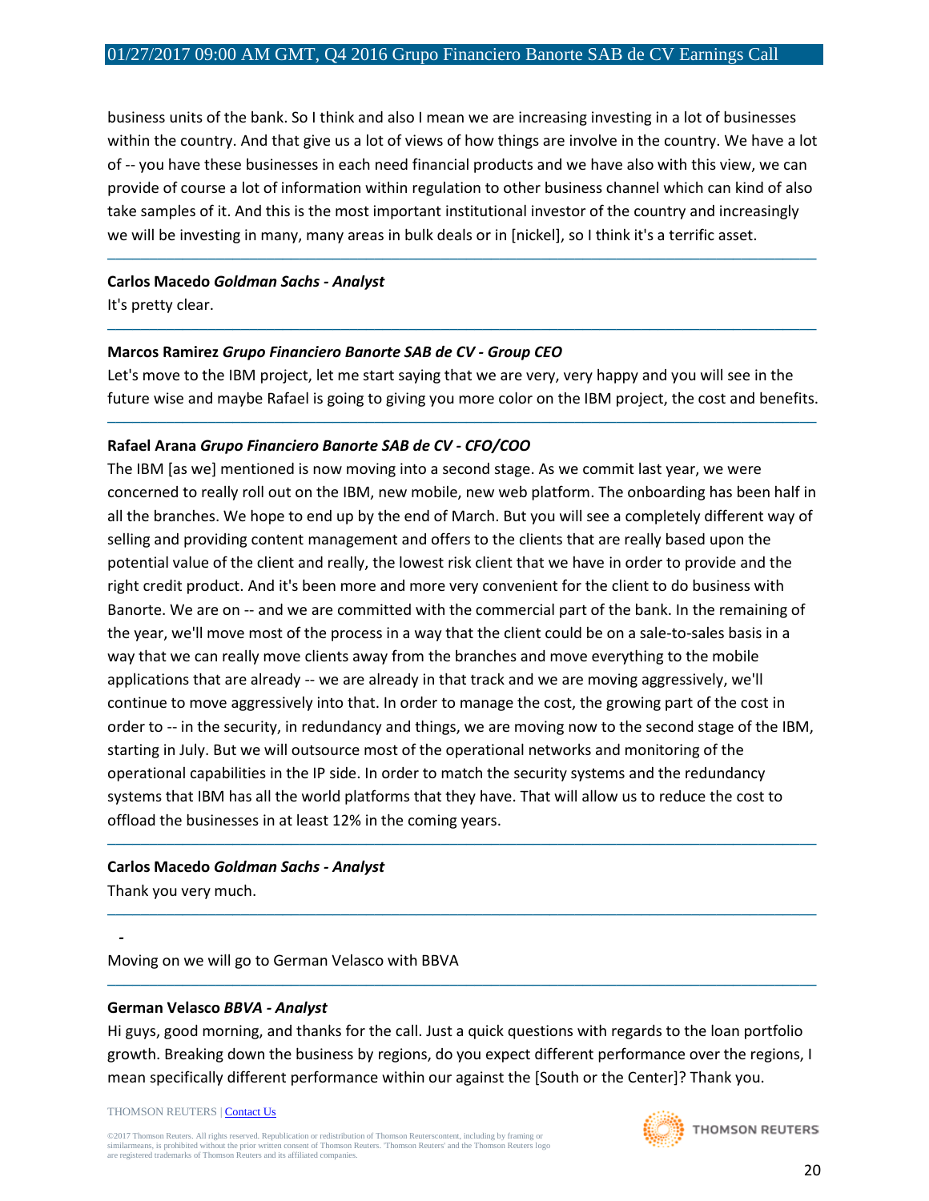business units of the bank. So I think and also I mean we are increasing investing in a lot of businesses within the country. And that give us a lot of views of how things are involve in the country. We have a lot of -- you have these businesses in each need financial products and we have also with this view, we can provide of course a lot of information within regulation to other business channel which can kind of also take samples of it. And this is the most important institutional investor of the country and increasingly we will be investing in many, many areas in bulk deals or in [nickel], so I think it's a terrific asset.

---

**Carlos Macedo** ***Goldman Sachs - Analyst***

It's pretty clear.

---

**Marcos Ramirez** ***Grupo Financiero Banorte SAB de CV - Group CEO***

Let's move to the IBM project, let me start saying that we are very, very happy and you will see in the future wise and maybe Rafael is going to giving you more color on the IBM project, the cost and benefits.

---

**Rafael Arana** ***Grupo Financiero Banorte SAB de CV - CFO/COO***

The IBM [as we] mentioned is now moving into a second stage. As we commit last year, we were concerned to really roll out on the IBM, new mobile, new web platform. The onboarding has been half in all the branches. We hope to end up by the end of March. But you will see a completely different way of selling and providing content management and offers to the clients that are really based upon the potential value of the client and really, the lowest risk client that we have in order to provide and the right credit product. And it's been more and more very convenient for the client to do business with Banorte. We are on -- and we are committed with the commercial part of the bank. In the remaining of the year, we'll move most of the process in a way that the client could be on a sale-to-sales basis in a way that we can really move clients away from the branches and move everything to the mobile applications that are already -- we are already in that track and we are moving aggressively, we'll continue to move aggressively into that. In order to manage the cost, the growing part of the cost in order to -- in the security, in redundancy and things, we are moving now to the second stage of the IBM, starting in July. But we will outsource most of the operational networks and monitoring of the operational capabilities in the IP side. In order to match the security systems and the redundancy systems that IBM has all the world platforms that they have. That will allow us to reduce the cost to offload the businesses in at least 12% in the coming years.

---

**Carlos Macedo** ***Goldman Sachs - Analyst***

Thank you very much.

---

-

Moving on we will go to German Velasco with BBVA

---

**German Velasco** ***BBVA - Analyst***

Hi guys, good morning, and thanks for the call. Just a quick questions with regards to the loan portfolio growth. Breaking down the business by regions, do you expect different performance over the regions, I mean specifically different performance within our against the [South or the Center]? Thank you.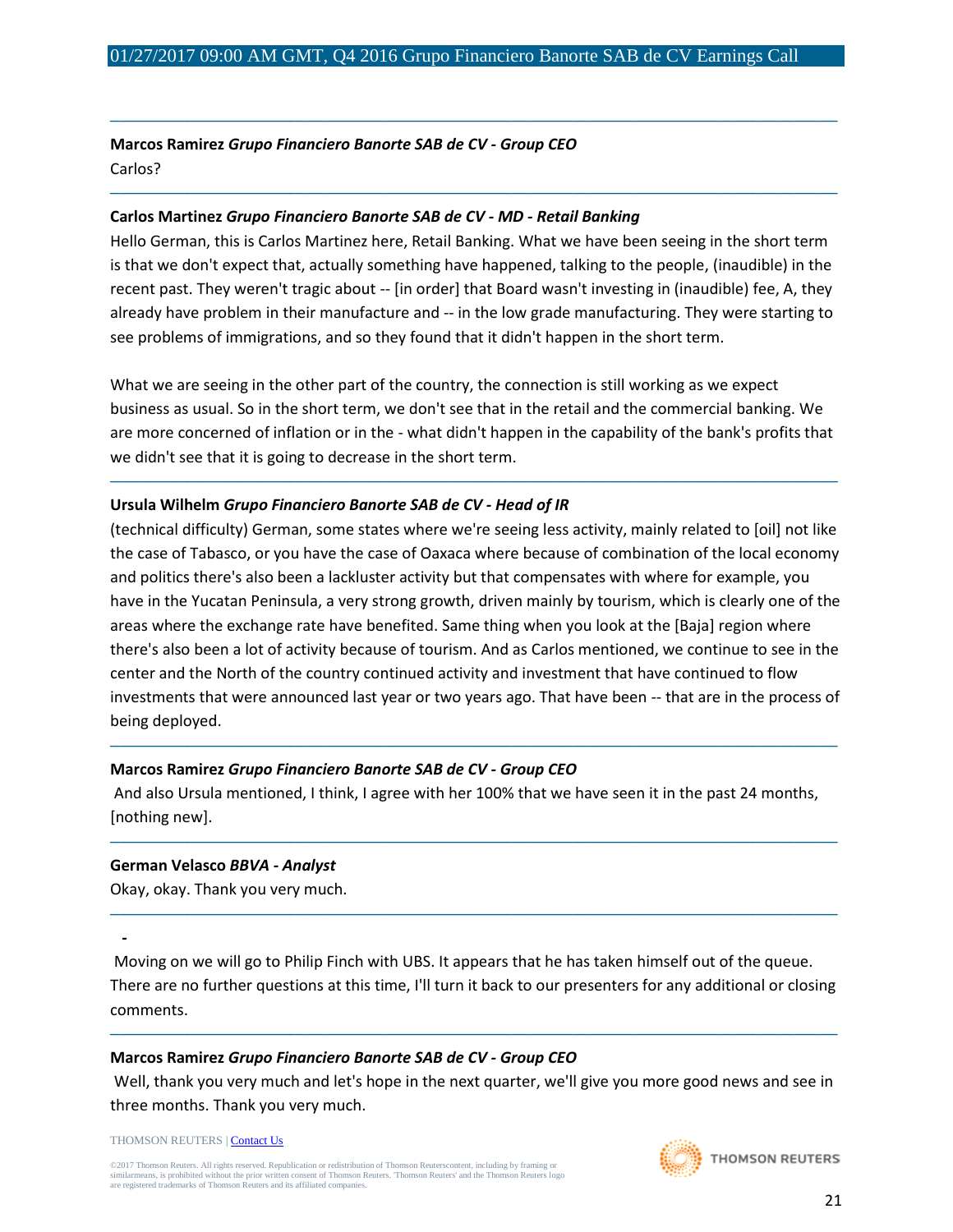---

**Marcos Ramirez** ***Grupo Financiero Banorte SAB de CV - Group CEO***

Carlos?

---

**Carlos Martinez** ***Grupo Financiero Banorte SAB de CV - MD - Retail Banking***

Hello German, this is Carlos Martinez here, Retail Banking. What we have been seeing in the short term is that we don't expect that, actually something have happened, talking to the people, (inaudible) in the recent past. They weren't tragic about -- [in order] that Board wasn't investing in (inaudible) fee, A, they already have problem in their manufacture and -- in the low grade manufacturing. They were starting to see problems of immigrations, and so they found that it didn't happen in the short term.

What we are seeing in the other part of the country, the connection is still working as we expect business as usual. So in the short term, we don't see that in the retail and the commercial banking. We are more concerned of inflation or in the - what didn't happen in the capability of the bank's profits that we didn't see that it is going to decrease in the short term.

---

**Ursula Wilhelm** ***Grupo Financiero Banorte SAB de CV - Head of IR***

(technical difficulty) German, some states where we're seeing less activity, mainly related to [oil] not like the case of Tabasco, or you have the case of Oaxaca where because of combination of the local economy and politics there's also been a lackluster activity but that compensates with where for example, you have in the Yucatan Peninsula, a very strong growth, driven mainly by tourism, which is clearly one of the areas where the exchange rate have benefited. Same thing when you look at the [Baja] region where there's also been a lot of activity because of tourism. And as Carlos mentioned, we continue to see in the center and the North of the country continued activity and investment that have continued to flow investments that were announced last year or two years ago. That have been -- that are in the process of being deployed.

---

**Marcos Ramirez** ***Grupo Financiero Banorte SAB de CV - Group CEO***

And also Ursula mentioned, I think, I agree with her 100% that we have seen it in the past 24 months, [nothing new].

---

**German Velasco** ***BBVA - Analyst***

Okay, okay. Thank you very much.

---

**-**

Moving on we will go to Philip Finch with UBS. It appears that he has taken himself out of the queue. There are no further questions at this time, I'll turn it back to our presenters for any additional or closing comments.

---

**Marcos Ramirez** ***Grupo Financiero Banorte SAB de CV - Group CEO***

Well, thank you very much and let's hope in the next quarter, we'll give you more good news and see in three months. Thank you very much.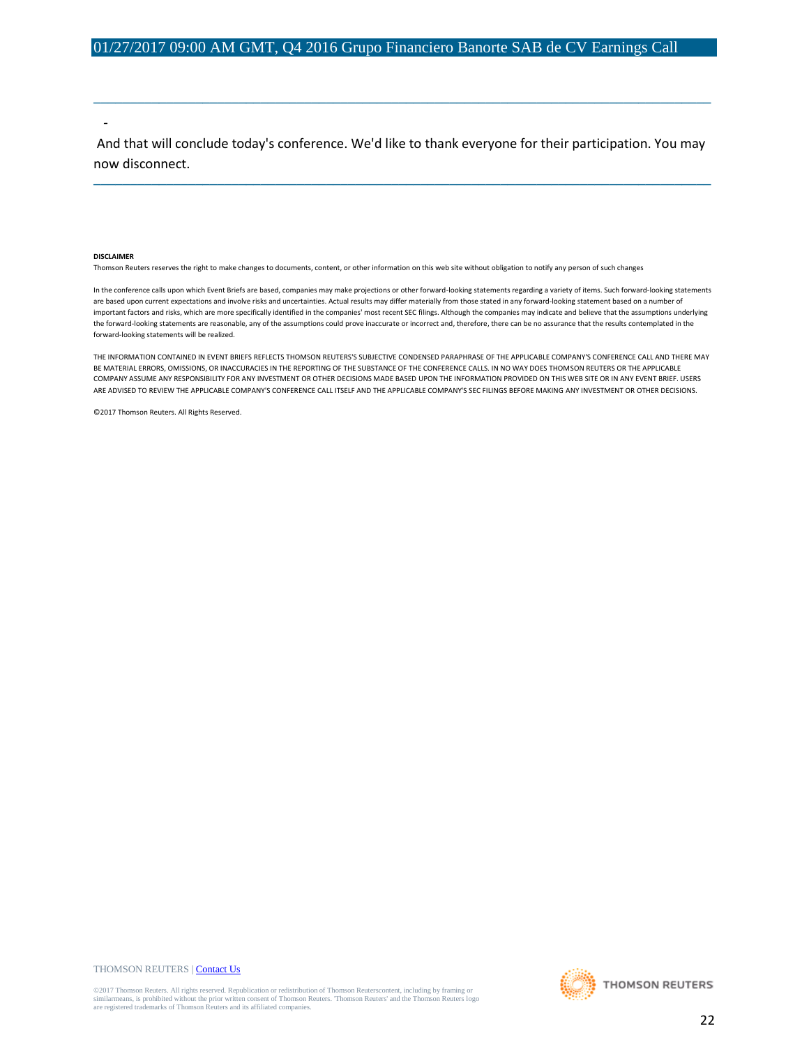---

-

And that will conclude today's conference. We'd like to thank everyone for their participation. You may now disconnect.

---

**DISCLAIMER**

Thomson Reuters reserves the right to make changes to documents, content, or other information on this web site without obligation to notify any person of such changes

In the conference calls upon which Event Briefs are based, companies may make projections or other forward-looking statements regarding a variety of items. Such forward-looking statements are based upon current expectations and involve risks and uncertainties. Actual results may differ materially from those stated in any forward-looking statement based on a number of important factors and risks, which are more specifically identified in the companies' most recent SEC filings. Although the companies may indicate and believe that the assumptions underlying the forward-looking statements are reasonable, any of the assumptions could prove inaccurate or incorrect and, therefore, there can be no assurance that the results contemplated in the forward-looking statements will be realized.

THE INFORMATION CONTAINED IN EVENT BRIEFS REFLECTS THOMSON REUTERS'S SUBJECTIVE CONDENSED PARAPHRASE OF THE APPLICABLE COMPANY'S CONFERENCE CALL AND THERE MAY BE MATERIAL ERRORS, OMISSIONS, OR INACCURACIES IN THE REPORTING OF THE SUBSTANCE OF THE CONFERENCE CALLS. IN NO WAY DOES THOMSON REUTERS OR THE APPLICABLE COMPANY ASSUME ANY RESPONSIBILITY FOR ANY INVESTMENT OR OTHER DECISIONS MADE BASED UPON THE INFORMATION PROVIDED ON THIS WEB SITE OR IN ANY EVENT BRIEF. USERS ARE ADVISED TO REVIEW THE APPLICABLE COMPANY'S CONFERENCE CALL ITSELF AND THE APPLICABLE COMPANY'S SEC FILINGS BEFORE MAKING ANY INVESTMENT OR OTHER DECISIONS.

©2017 Thomson Reuters. All Rights Reserved.